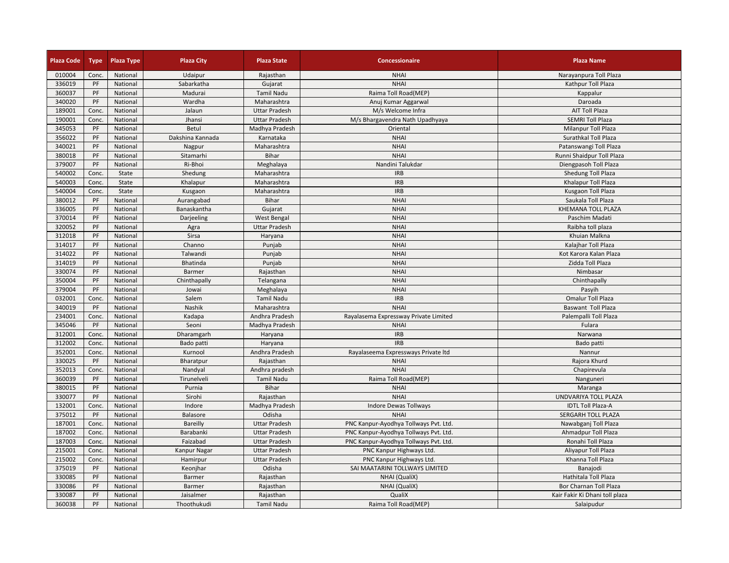| Plaza Code | Type | Plaza Type | Plaza City | Plaza State | Concessionaire | Plaza Name |
|---|---|---|---|---|---|---|
| 010004 | Conc. | National | Udaipur | Rajasthan | NHAI | Narayanpura Toll Plaza |
| 336019 | PF | National | Sabarkatha | Gujarat | NHAI | Kathpur Toll Plaza |
| 360037 | PF | National | Madurai | Tamil Nadu | Raima Toll Road(MEP) | Kappalur |
| 340020 | PF | National | Wardha | Maharashtra | Anuj Kumar Aggarwal | Daroada |
| 189001 | Conc. | National | Jalaun | Uttar Pradesh | M/s Welcome Infra | AIT Toll Plaza |
| 190001 | Conc. | National | Jhansi | Uttar Pradesh | M/s Bhargavendra Nath Upadhyaya | SEMRI Toll Plaza |
| 345053 | PF | National | Betul | Madhya Pradesh | Oriental | Milanpur Toll Plaza |
| 356022 | PF | National | Dakshina Kannada | Karnataka | NHAI | Surathkal Toll Plaza |
| 340021 | PF | National | Nagpur | Maharashtra | NHAI | Patanswangi Toll Plaza |
| 380018 | PF | National | Sitamarhi | Bihar | NHAI | Runni Shaidpur Toll Plaza |
| 379007 | PF | National | Ri-Bhoi | Meghalaya | Nandini Talukdar | Diengpasoh Toll Plaza |
| 540002 | Conc. | State | Shedung | Maharashtra | IRB | Shedung Toll Plaza |
| 540003 | Conc. | State | Khalapur | Maharashtra | IRB | Khalapur Toll Plaza |
| 540004 | Conc. | State | Kusgaon | Maharashtra | IRB | Kusgaon Toll Plaza |
| 380012 | PF | National | Aurangabad | Bihar | NHAI | Saukala Toll Plaza |
| 336005 | PF | National | Banaskantha | Gujarat | NHAI | KHEMANA TOLL PLAZA |
| 370014 | PF | National | Darjeeling | West Bengal | NHAI | Paschim Madati |
| 320052 | PF | National | Agra | Uttar Pradesh | NHAI | Raibha toll plaza |
| 312018 | PF | National | Sirsa | Haryana | NHAI | Khuian Malkna |
| 314017 | PF | National | Channo | Punjab | NHAI | Kalajhar Toll Plaza |
| 314022 | PF | National | Talwandi | Punjab | NHAI | Kot Karora Kalan Plaza |
| 314019 | PF | National | Bhatinda | Punjab | NHAI | Zidda Toll Plaza |
| 330074 | PF | National | Barmer | Rajasthan | NHAI | Nimbasar |
| 350004 | PF | National | Chinthapally | Telangana | NHAI | Chinthapally |
| 379004 | PF | National | Jowai | Meghalaya | NHAI | Pasyih |
| 032001 | Conc. | National | Salem | Tamil Nadu | IRB | Omalur Toll Plaza |
| 340019 | PF | National | Nashik | Maharashtra | NHAI | Baswant Toll Plaza |
| 234001 | Conc. | National | Kadapa | Andhra Pradesh | Rayalasema Expressway Private Limited | Palempalli Toll Plaza |
| 345046 | PF | National | Seoni | Madhya Pradesh | NHAI | Fulara |
| 312001 | Conc. | National | Dharamgarh | Haryana | IRB | Narwana |
| 312002 | Conc. | National | Bado patti | Haryana | IRB | Bado patti |
| 352001 | Conc. | National | Kurnool | Andhra Pradesh | Rayalaseema Expressways Private ltd | Nannur |
| 330025 | PF | National | Bharatpur | Rajasthan | NHAI | Rajora Khurd |
| 352013 | Conc. | National | Nandyal | Andhra pradesh | NHAI | Chapirevula |
| 360039 | PF | National | Tirunelveli | Tamil Nadu | Raima Toll Road(MEP) | Nanguneri |
| 380015 | PF | National | Purnia | Bihar | NHAI | Maranga |
| 330077 | PF | National | Sirohi | Rajasthan | NHAI | UNDVARIYA TOLL PLAZA |
| 132001 | Conc. | National | Indore | Madhya Pradesh | Indore Dewas Tollways | IDTL Toll Plaza-A |
| 375012 | PF | National | Balasore | Odisha | NHAI | SERGARH TOLL PLAZA |
| 187001 | Conc. | National | Bareilly | Uttar Pradesh | PNC Kanpur-Ayodhya Tollways Pvt. Ltd. | Nawabganj Toll Plaza |
| 187002 | Conc. | National | Barabanki | Uttar Pradesh | PNC Kanpur-Ayodhya Tollways Pvt. Ltd. | Ahmadpur Toll Plaza |
| 187003 | Conc. | National | Faizabad | Uttar Pradesh | PNC Kanpur-Ayodhya Tollways Pvt. Ltd. | Ronahi Toll Plaza |
| 215001 | Conc. | National | Kanpur Nagar | Uttar Pradesh | PNC Kanpur Highways Ltd. | Aliyapur Toll Plaza |
| 215002 | Conc. | National | Hamirpur | Uttar Pradesh | PNC Kanpur Highways Ltd. | Khanna Toll Plaza |
| 375019 | PF | National | Keonjhar | Odisha | SAI MAATARINI TOLLWAYS LIMITED | Banajodi |
| 330085 | PF | National | Barmer | Rajasthan | NHAI (QualiX) | Hathitala Toll Plaza |
| 330086 | PF | National | Barmer | Rajasthan | NHAI (QualiX) | Bor Charnan Toll Plaza |
| 330087 | PF | National | Jaisalmer | Rajasthan | QualiX | Kair Fakir Ki Dhani toll plaza |
| 360038 | PF | National | Thoothukudi | Tamil Nadu | Raima Toll Road(MEP) | Salaipudur |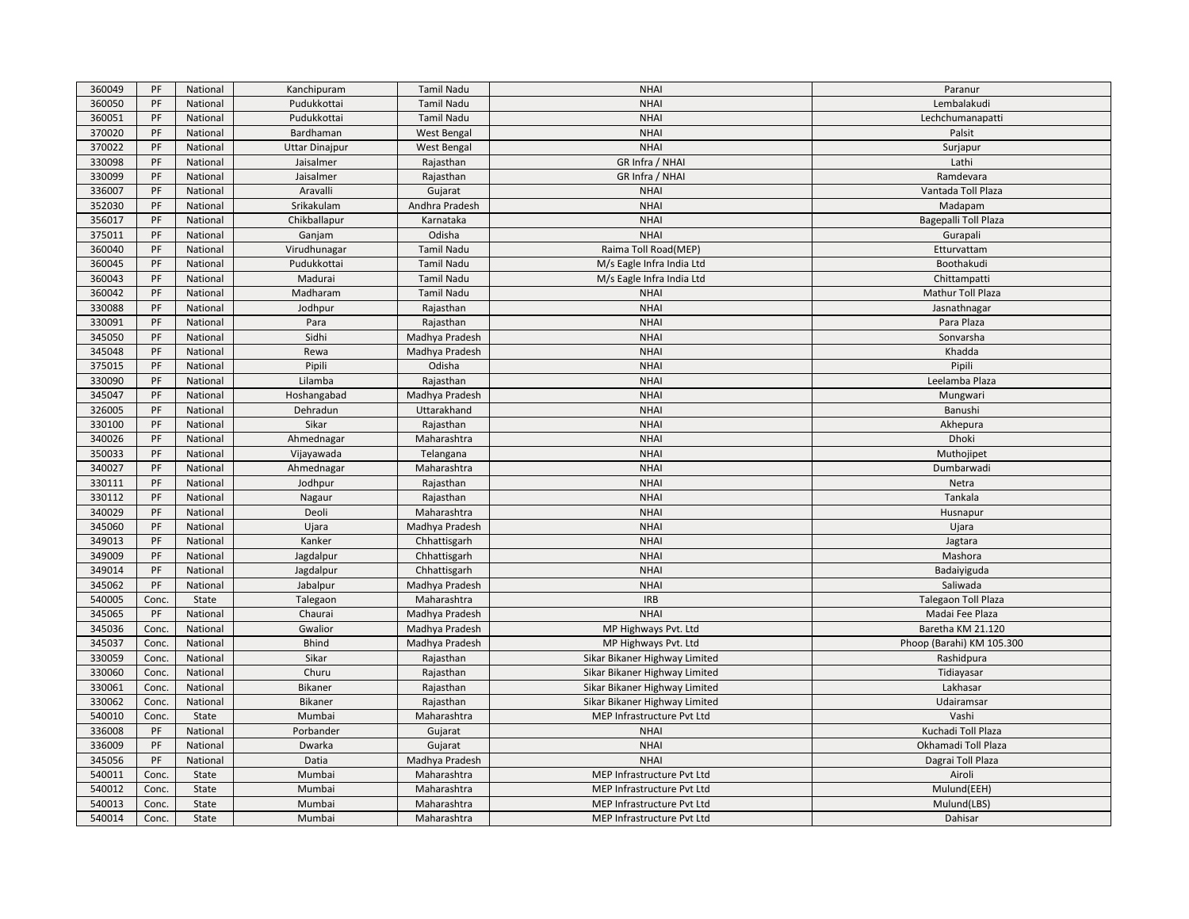| 360049 | PF | National | Kanchipuram | Tamil Nadu | NHAI | Paranur |
|---|---|---|---|---|---|---|
| 360050 | PF | National | Pudukkottai | Tamil Nadu | NHAI | Lembalakudi |
| 360051 | PF | National | Pudukkottai | Tamil Nadu | NHAI | Lechchumanapatti |
| 370020 | PF | National | Bardhaman | West Bengal | NHAI | Palsit |
| 370022 | PF | National | Uttar Dinajpur | West Bengal | NHAI | Surjapur |
| 330098 | PF | National | Jaisalmer | Rajasthan | GR Infra / NHAI | Lathi |
| 330099 | PF | National | Jaisalmer | Rajasthan | GR Infra / NHAI | Ramdevara |
| 336007 | PF | National | Aravalli | Gujarat | NHAI | Vantada Toll Plaza |
| 352030 | PF | National | Srikakulam | Andhra Pradesh | NHAI | Madapam |
| 356017 | PF | National | Chikballapur | Karnataka | NHAI | Bagepalli Toll Plaza |
| 375011 | PF | National | Ganjam | Odisha | NHAI | Gurapali |
| 360040 | PF | National | Virudhunagar | Tamil Nadu | Raima Toll Road(MEP) | Etturvattam |
| 360045 | PF | National | Pudukkottai | Tamil Nadu | M/s Eagle Infra India Ltd | Boothakudi |
| 360043 | PF | National | Madurai | Tamil Nadu | M/s Eagle Infra India Ltd | Chittampatti |
| 360042 | PF | National | Madharam | Tamil Nadu | NHAI | Mathur Toll Plaza |
| 330088 | PF | National | Jodhpur | Rajasthan | NHAI | Jasnathnagar |
| 330091 | PF | National | Para | Rajasthan | NHAI | Para Plaza |
| 345050 | PF | National | Sidhi | Madhya Pradesh | NHAI | Sonvarsha |
| 345048 | PF | National | Rewa | Madhya Pradesh | NHAI | Khadda |
| 375015 | PF | National | Pipili | Odisha | NHAI | Pipili |
| 330090 | PF | National | Lilamba | Rajasthan | NHAI | Leelamba Plaza |
| 345047 | PF | National | Hoshangabad | Madhya Pradesh | NHAI | Mungwari |
| 326005 | PF | National | Dehradun | Uttarakhand | NHAI | Banushi |
| 330100 | PF | National | Sikar | Rajasthan | NHAI | Akhepura |
| 340026 | PF | National | Ahmednagar | Maharashtra | NHAI | Dhoki |
| 350033 | PF | National | Vijayawada | Telangana | NHAI | Muthojipet |
| 340027 | PF | National | Ahmednagar | Maharashtra | NHAI | Dumbarwadi |
| 330111 | PF | National | Jodhpur | Rajasthan | NHAI | Netra |
| 330112 | PF | National | Nagaur | Rajasthan | NHAI | Tankala |
| 340029 | PF | National | Deoli | Maharashtra | NHAI | Husnapur |
| 345060 | PF | National | Ujara | Madhya Pradesh | NHAI | Ujara |
| 349013 | PF | National | Kanker | Chhattisgarh | NHAI | Jagtara |
| 349009 | PF | National | Jagdalpur | Chhattisgarh | NHAI | Mashora |
| 349014 | PF | National | Jagdalpur | Chhattisgarh | NHAI | Badaiyiguda |
| 345062 | PF | National | Jabalpur | Madhya Pradesh | NHAI | Saliwada |
| 540005 | Conc. | State | Talegaon | Maharashtra | IRB | Talegaon Toll Plaza |
| 345065 | PF | National | Chaurai | Madhya Pradesh | NHAI | Madai Fee Plaza |
| 345036 | Conc. | National | Gwalior | Madhya Pradesh | MP Highways Pvt. Ltd | Baretha KM 21.120 |
| 345037 | Conc. | National | Bhind | Madhya Pradesh | MP Highways Pvt. Ltd | Phoop (Barahi) KM 105.300 |
| 330059 | Conc. | National | Sikar | Rajasthan | Sikar Bikaner Highway Limited | Rashidpura |
| 330060 | Conc. | National | Churu | Rajasthan | Sikar Bikaner Highway Limited | Tidiayasar |
| 330061 | Conc. | National | Bikaner | Rajasthan | Sikar Bikaner Highway Limited | Lakhasar |
| 330062 | Conc. | National | Bikaner | Rajasthan | Sikar Bikaner Highway Limited | Udairamsar |
| 540010 | Conc. | State | Mumbai | Maharashtra | MEP Infrastructure Pvt Ltd | Vashi |
| 336008 | PF | National | Porbander | Gujarat | NHAI | Kuchadi Toll Plaza |
| 336009 | PF | National | Dwarka | Gujarat | NHAI | Okhamadi Toll Plaza |
| 345056 | PF | National | Datia | Madhya Pradesh | NHAI | Dagrai Toll Plaza |
| 540011 | Conc. | State | Mumbai | Maharashtra | MEP Infrastructure Pvt Ltd | Airoli |
| 540012 | Conc. | State | Mumbai | Maharashtra | MEP Infrastructure Pvt Ltd | Mulund(EEH) |
| 540013 | Conc. | State | Mumbai | Maharashtra | MEP Infrastructure Pvt Ltd | Mulund(LBS) |
| 540014 | Conc. | State | Mumbai | Maharashtra | MEP Infrastructure Pvt Ltd | Dahisar |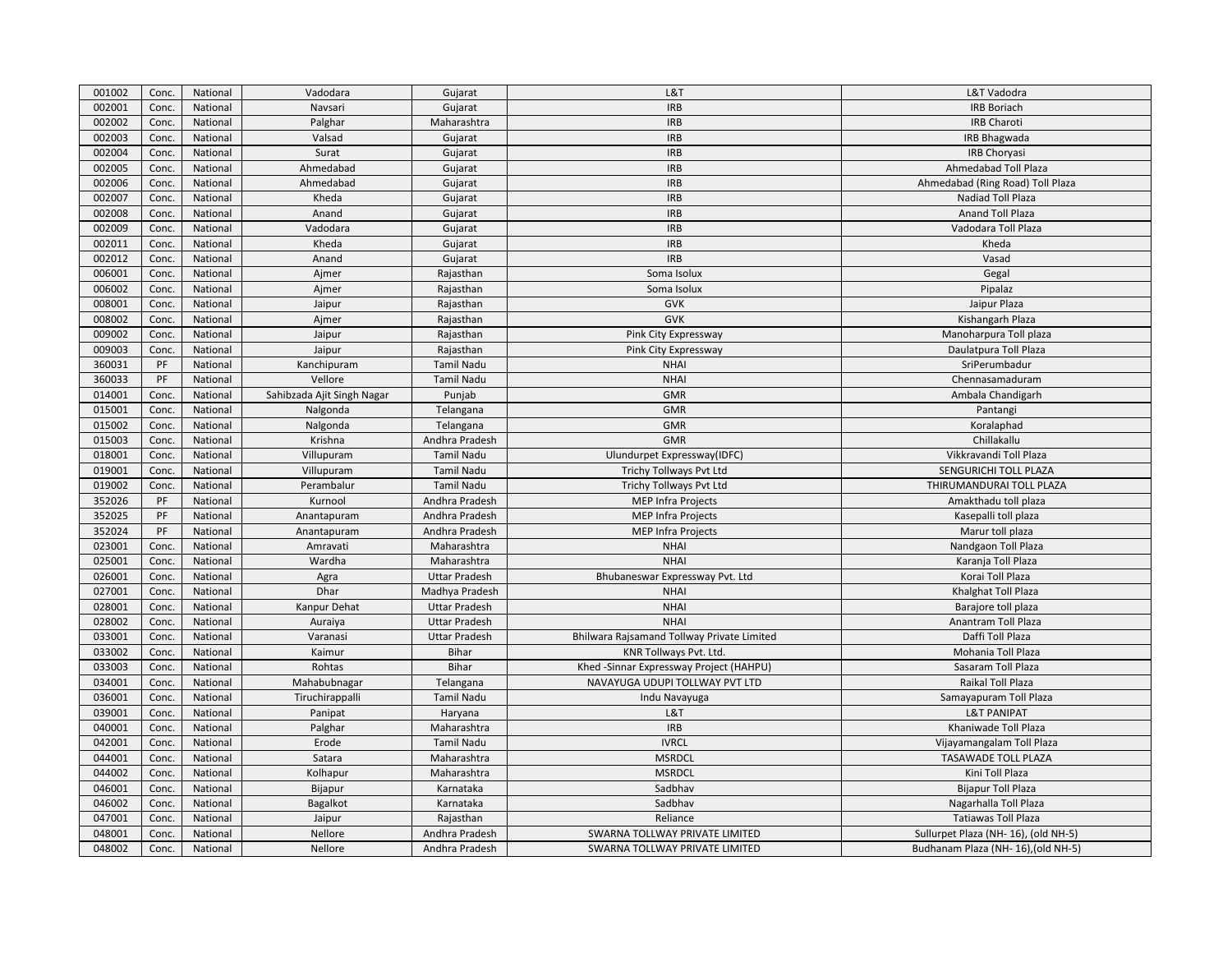| 001002 | Conc. | National | Vadodara | Gujarat | L&T | L&T Vadodra |
|---|---|---|---|---|---|---|
| 002001 | Conc. | National | Navsari | Gujarat | IRB | IRB Boriach |
| 002002 | Conc. | National | Palghar | Maharashtra | IRB | IRB Charoti |
| 002003 | Conc. | National | Valsad | Gujarat | IRB | IRB Bhagwada |
| 002004 | Conc. | National | Surat | Gujarat | IRB | IRB Choryasi |
| 002005 | Conc. | National | Ahmedabad | Gujarat | IRB | Ahmedabad Toll Plaza |
| 002006 | Conc. | National | Ahmedabad | Gujarat | IRB | Ahmedabad (Ring Road) Toll Plaza |
| 002007 | Conc. | National | Kheda | Gujarat | IRB | Nadiad Toll Plaza |
| 002008 | Conc. | National | Anand | Gujarat | IRB | Anand Toll Plaza |
| 002009 | Conc. | National | Vadodara | Gujarat | IRB | Vadodara Toll Plaza |
| 002011 | Conc. | National | Kheda | Gujarat | IRB | Kheda |
| 002012 | Conc. | National | Anand | Gujarat | IRB | Vasad |
| 006001 | Conc. | National | Ajmer | Rajasthan | Soma Isolux | Gegal |
| 006002 | Conc. | National | Ajmer | Rajasthan | Soma Isolux | Pipalaz |
| 008001 | Conc. | National | Jaipur | Rajasthan | GVK | Jaipur Plaza |
| 008002 | Conc. | National | Ajmer | Rajasthan | GVK | Kishangarh Plaza |
| 009002 | Conc. | National | Jaipur | Rajasthan | Pink City Expressway | Manoharpura Toll plaza |
| 009003 | Conc. | National | Jaipur | Rajasthan | Pink City Expressway | Daulatpura Toll Plaza |
| 360031 | PF | National | Kanchipuram | Tamil Nadu | NHAI | SriPerumbadur |
| 360033 | PF | National | Vellore | Tamil Nadu | NHAI | Chennasamaduram |
| 014001 | Conc. | National | Sahibzada Ajit Singh Nagar | Punjab | GMR | Ambala Chandigarh |
| 015001 | Conc. | National | Nalgonda | Telangana | GMR | Pantangi |
| 015002 | Conc. | National | Nalgonda | Telangana | GMR | Koralaphad |
| 015003 | Conc. | National | Krishna | Andhra Pradesh | GMR | Chillakallu |
| 018001 | Conc. | National | Villupuram | Tamil Nadu | Ulundurpet Expressway(IDFC) | Vikkravandi Toll Plaza |
| 019001 | Conc. | National | Villupuram | Tamil Nadu | Trichy Tollways Pvt Ltd | SENGURICHI TOLL PLAZA |
| 019002 | Conc. | National | Perambalur | Tamil Nadu | Trichy Tollways Pvt Ltd | THIRUMANDURAI TOLL PLAZA |
| 352026 | PF | National | Kurnool | Andhra Pradesh | MEP Infra Projects | Amakthadu toll plaza |
| 352025 | PF | National | Anantapuram | Andhra Pradesh | MEP Infra Projects | Kasepalli toll plaza |
| 352024 | PF | National | Anantapuram | Andhra Pradesh | MEP Infra Projects | Marur toll plaza |
| 023001 | Conc. | National | Amravati | Maharashtra | NHAI | Nandgaon Toll Plaza |
| 025001 | Conc. | National | Wardha | Maharashtra | NHAI | Karanja Toll Plaza |
| 026001 | Conc. | National | Agra | Uttar Pradesh | Bhubaneswar Expressway Pvt. Ltd | Korai Toll Plaza |
| 027001 | Conc. | National | Dhar | Madhya Pradesh | NHAI | Khalghat Toll Plaza |
| 028001 | Conc. | National | Kanpur Dehat | Uttar Pradesh | NHAI | Barajore toll plaza |
| 028002 | Conc. | National | Auraiya | Uttar Pradesh | NHAI | Anantram Toll Plaza |
| 033001 | Conc. | National | Varanasi | Uttar Pradesh | Bhilwara Rajsamand Tollway Private Limited | Daffi Toll Plaza |
| 033002 | Conc. | National | Kaimur | Bihar | KNR Tollways Pvt. Ltd. | Mohania Toll Plaza |
| 033003 | Conc. | National | Rohtas | Bihar | Khed -Sinnar Expressway Project (HAHPU) | Sasaram Toll Plaza |
| 034001 | Conc. | National | Mahabubnagar | Telangana | NAVAYUGA UDUPI TOLLWAY PVT LTD | Raikal Toll Plaza |
| 036001 | Conc. | National | Tiruchirappalli | Tamil Nadu | Indu Navayuga | Samayapuram Toll Plaza |
| 039001 | Conc. | National | Panipat | Haryana | L&T | L&T PANIPAT |
| 040001 | Conc. | National | Palghar | Maharashtra | IRB | Khaniwade Toll Plaza |
| 042001 | Conc. | National | Erode | Tamil Nadu | IVRCL | Vijayamangalam Toll Plaza |
| 044001 | Conc. | National | Satara | Maharashtra | MSRDCL | TASAWADE TOLL PLAZA |
| 044002 | Conc. | National | Kolhapur | Maharashtra | MSRDCL | Kini Toll Plaza |
| 046001 | Conc. | National | Bijapur | Karnataka | Sadbhav | Bijapur Toll Plaza |
| 046002 | Conc. | National | Bagalkot | Karnataka | Sadbhav | Nagarhalla Toll Plaza |
| 047001 | Conc. | National | Jaipur | Rajasthan | Reliance | Tatiawas Toll Plaza |
| 048001 | Conc. | National | Nellore | Andhra Pradesh | SWARNA TOLLWAY PRIVATE LIMITED | Sullurpet Plaza (NH- 16), (old NH-5) |
| 048002 | Conc. | National | Nellore | Andhra Pradesh | SWARNA TOLLWAY PRIVATE LIMITED | Budhanam Plaza (NH- 16),(old NH-5) |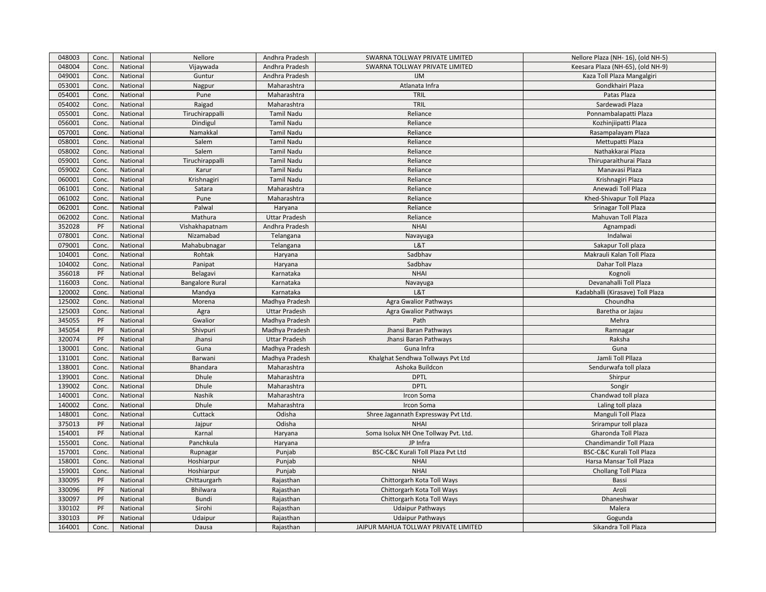| | | | | | | |
|---|---|---|---|---|---|---|
| 048003 | Conc. | National | Nellore | Andhra Pradesh | SWARNA TOLLWAY PRIVATE LIMITED | Nellore Plaza (NH- 16), (old NH-5) |
| 048004 | Conc. | National | Vijaywada | Andhra Pradesh | SWARNA TOLLWAY PRIVATE LIMITED | Keesara Plaza (NH-65), (old NH-9) |
| 049001 | Conc. | National | Guntur | Andhra Pradesh | IJM | Kaza Toll Plaza Mangalgiri |
| 053001 | Conc. | National | Nagpur | Maharashtra | Atlanata Infra | Gondkhairi Plaza |
| 054001 | Conc. | National | Pune | Maharashtra | TRIL | Patas Plaza |
| 054002 | Conc. | National | Raigad | Maharashtra | TRIL | Sardewadi Plaza |
| 055001 | Conc. | National | Tiruchirappalli | Tamil Nadu | Reliance | Ponnambalapatti Plaza |
| 056001 | Conc. | National | Dindigul | Tamil Nadu | Reliance | Kozhinjiipatti Plaza |
| 057001 | Conc. | National | Namakkal | Tamil Nadu | Reliance | Rasampalayam Plaza |
| 058001 | Conc. | National | Salem | Tamil Nadu | Reliance | Mettupatti Plaza |
| 058002 | Conc. | National | Salem | Tamil Nadu | Reliance | Nathakkarai Plaza |
| 059001 | Conc. | National | Tiruchirappalli | Tamil Nadu | Reliance | Thiruparaithurai Plaza |
| 059002 | Conc. | National | Karur | Tamil Nadu | Reliance | Manavasi Plaza |
| 060001 | Conc. | National | Krishnagiri | Tamil Nadu | Reliance | Krishnagiri Plaza |
| 061001 | Conc. | National | Satara | Maharashtra | Reliance | Anewadi Toll Plaza |
| 061002 | Conc. | National | Pune | Maharashtra | Reliance | Khed-Shivapur Toll Plaza |
| 062001 | Conc. | National | Palwal | Haryana | Reliance | Srinagar Toll Plaza |
| 062002 | Conc. | National | Mathura | Uttar Pradesh | Reliance | Mahuvan Toll Plaza |
| 352028 | PF | National | Vishakhapatnam | Andhra Pradesh | NHAI | Agnampadi |
| 078001 | Conc. | National | Nizamabad | Telangana | Navayuga | Indalwai |
| 079001 | Conc. | National | Mahabubnagar | Telangana | L&T | Sakapur Toll plaza |
| 104001 | Conc. | National | Rohtak | Haryana | Sadbhav | Makrauli Kalan Toll Plaza |
| 104002 | Conc. | National | Panipat | Haryana | Sadbhav | Dahar Toll Plaza |
| 356018 | PF | National | Belagavi | Karnataka | NHAI | Kognoli |
| 116003 | Conc. | National | Bangalore Rural | Karnataka | Navayuga | Devanahalli Toll Plaza |
| 120002 | Conc. | National | Mandya | Karnataka | L&T | Kadabhalli (Kirasave) Toll Plaza |
| 125002 | Conc. | National | Morena | Madhya Pradesh | Agra Gwalior Pathways | Choundha |
| 125003 | Conc. | National | Agra | Uttar Pradesh | Agra Gwalior Pathways | Baretha or Jajau |
| 345055 | PF | National | Gwalior | Madhya Pradesh | Path | Mehra |
| 345054 | PF | National | Shivpuri | Madhya Pradesh | Jhansi Baran Pathways | Ramnagar |
| 320074 | PF | National | Jhansi | Uttar Pradesh | Jhansi Baran Pathways | Raksha |
| 130001 | Conc. | National | Guna | Madhya Pradesh | Guna Infra | Guna |
| 131001 | Conc. | National | Barwani | Madhya Pradesh | Khalghat Sendhwa Tollways Pvt Ltd | Jamli Toll Pllaza |
| 138001 | Conc. | National | Bhandara | Maharashtra | Ashoka Buildcon | Sendurwafa toll plaza |
| 139001 | Conc. | National | Dhule | Maharashtra | DPTL | Shirpur |
| 139002 | Conc. | National | Dhule | Maharashtra | DPTL | Songir |
| 140001 | Conc. | National | Nashik | Maharashtra | Ircon Soma | Chandwad toll plaza |
| 140002 | Conc. | National | Dhule | Maharashtra | Ircon Soma | Laling toll plaza |
| 148001 | Conc. | National | Cuttack | Odisha | Shree Jagannath Expressway Pvt Ltd. | Manguli Toll Plaza |
| 375013 | PF | National | Jajpur | Odisha | NHAI | Srirampur toll plaza |
| 154001 | PF | National | Karnal | Haryana | Soma Isolux NH One Tollway Pvt. Ltd. | Gharonda Toll Plaza |
| 155001 | Conc. | National | Panchkula | Haryana | JP Infra | Chandimandir Toll Plaza |
| 157001 | Conc. | National | Rupnagar | Punjab | BSC-C&C Kurali Toll Plaza Pvt Ltd | BSC-C&C Kurali Toll Plaza |
| 158001 | Conc. | National | Hoshiarpur | Punjab | NHAI | Harsa Mansar Toll Plaza |
| 159001 | Conc. | National | Hoshiarpur | Punjab | NHAI | Chollang Toll Plaza |
| 330095 | PF | National | Chittaurgarh | Rajasthan | Chittorgarh Kota Toll Ways | Bassi |
| 330096 | PF | National | Bhilwara | Rajasthan | Chittorgarh Kota Toll Ways | Aroli |
| 330097 | PF | National | Bundi | Rajasthan | Chittorgarh Kota Toll Ways | Dhaneshwar |
| 330102 | PF | National | Sirohi | Rajasthan | Udaipur Pathways | Malera |
| 330103 | PF | National | Udaipur | Rajasthan | Udaipur Pathways | Gogunda |
| 164001 | Conc. | National | Dausa | Rajasthan | JAIPUR MAHUA TOLLWAY PRIVATE LIMITED | Sikandra Toll Plaza |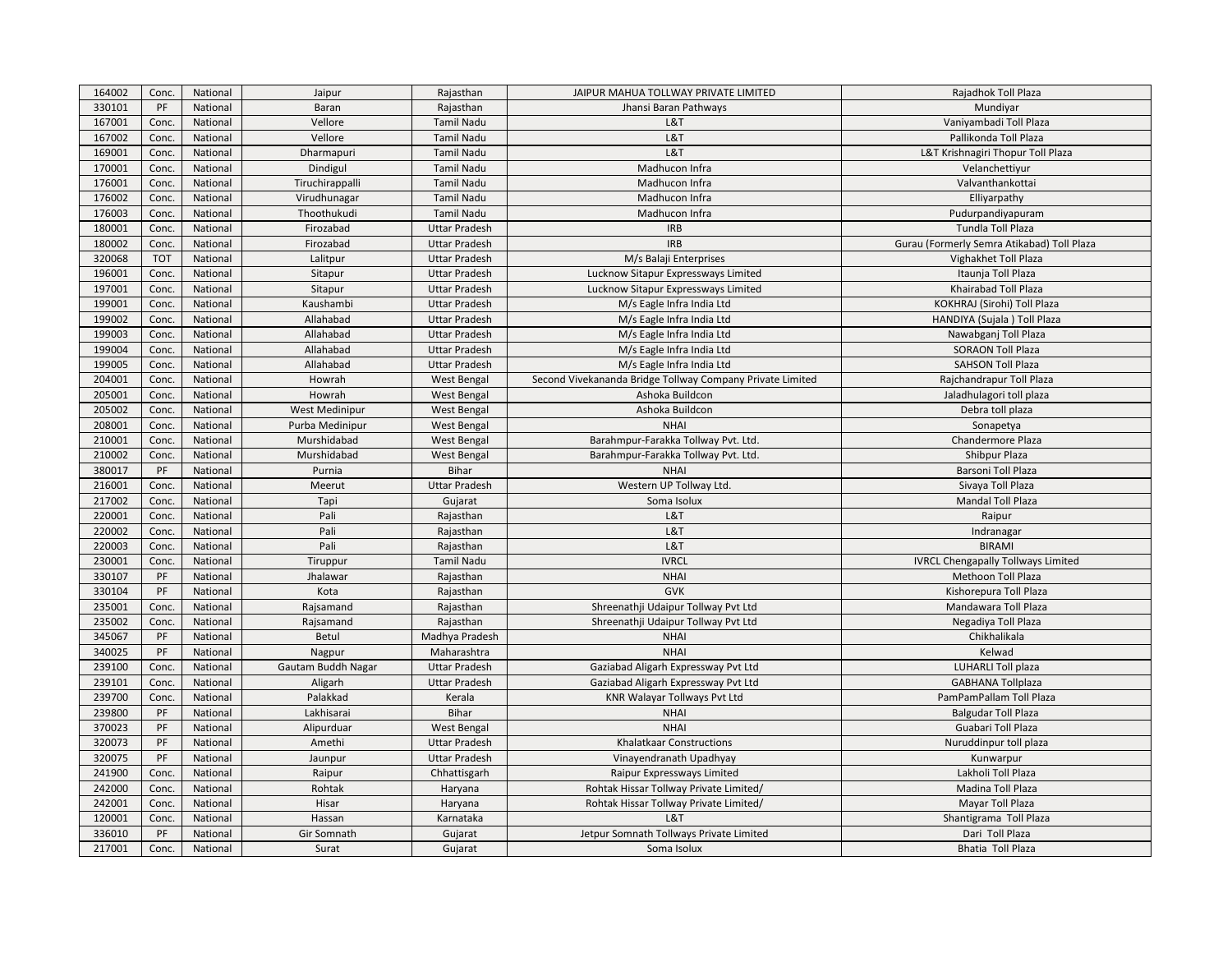| 164002 | Conc. | National | Jaipur | Rajasthan | JAIPUR MAHUA TOLLWAY PRIVATE LIMITED | Rajadhok Toll Plaza |
|---|---|---|---|---|---|---|
| 330101 | PF | National | Baran | Rajasthan | Jhansi Baran Pathways | Mundiyar |
| 167001 | Conc. | National | Vellore | Tamil Nadu | L&T | Vaniyambadi Toll Plaza |
| 167002 | Conc. | National | Vellore | Tamil Nadu | L&T | Pallikonda Toll Plaza |
| 169001 | Conc. | National | Dharmapuri | Tamil Nadu | L&T | L&T Krishnagiri Thopur Toll Plaza |
| 170001 | Conc. | National | Dindigul | Tamil Nadu | Madhucon Infra | Velanchettiyur |
| 176001 | Conc. | National | Tiruchirappalli | Tamil Nadu | Madhucon Infra | Valvanthankottai |
| 176002 | Conc. | National | Virudhunagar | Tamil Nadu | Madhucon Infra | Elliyarpathy |
| 176003 | Conc. | National | Thoothukudi | Tamil Nadu | Madhucon Infra | Pudurpandiyapuram |
| 180001 | Conc. | National | Firozabad | Uttar Pradesh | IRB | Tundla Toll Plaza |
| 180002 | Conc. | National | Firozabad | Uttar Pradesh | IRB | Gurau (Formerly Semra Atikabad) Toll Plaza |
| 320068 | TOT | National | Lalitpur | Uttar Pradesh | M/s Balaji Enterprises | Vighakhet Toll Plaza |
| 196001 | Conc. | National | Sitapur | Uttar Pradesh | Lucknow Sitapur Expressways Limited | Itaunja Toll Plaza |
| 197001 | Conc. | National | Sitapur | Uttar Pradesh | Lucknow Sitapur Expressways Limited | Khairabad Toll Plaza |
| 199001 | Conc. | National | Kaushambi | Uttar Pradesh | M/s Eagle Infra India Ltd | KOKHRAJ (Sirohi) Toll Plaza |
| 199002 | Conc. | National | Allahabad | Uttar Pradesh | M/s Eagle Infra India Ltd | HANDIYA (Sujala ) Toll Plaza |
| 199003 | Conc. | National | Allahabad | Uttar Pradesh | M/s Eagle Infra India Ltd | Nawabganj Toll Plaza |
| 199004 | Conc. | National | Allahabad | Uttar Pradesh | M/s Eagle Infra India Ltd | SORAON Toll Plaza |
| 199005 | Conc. | National | Allahabad | Uttar Pradesh | M/s Eagle Infra India Ltd | SAHSON Toll Plaza |
| 204001 | Conc. | National | Howrah | West Bengal | Second Vivekananda Bridge Tollway Company Private Limited | Rajchandrapur Toll Plaza |
| 205001 | Conc. | National | Howrah | West Bengal | Ashoka Buildcon | Jaladhulagori toll plaza |
| 205002 | Conc. | National | West Medinipur | West Bengal | Ashoka Buildcon | Debra toll plaza |
| 208001 | Conc. | National | Purba Medinipur | West Bengal | NHAI | Sonapetya |
| 210001 | Conc. | National | Murshidabad | West Bengal | Barahmpur-Farakka Tollway Pvt. Ltd. | Chandermore Plaza |
| 210002 | Conc. | National | Murshidabad | West Bengal | Barahmpur-Farakka Tollway Pvt. Ltd. | Shibpur Plaza |
| 380017 | PF | National | Purnia | Bihar | NHAI | Barsoni Toll Plaza |
| 216001 | Conc. | National | Meerut | Uttar Pradesh | Western UP Tollway Ltd. | Sivaya Toll Plaza |
| 217002 | Conc. | National | Tapi | Gujarat | Soma Isolux | Mandal Toll Plaza |
| 220001 | Conc. | National | Pali | Rajasthan | L&T | Raipur |
| 220002 | Conc. | National | Pali | Rajasthan | L&T | Indranagar |
| 220003 | Conc. | National | Pali | Rajasthan | L&T | BIRAMI |
| 230001 | Conc. | National | Tiruppur | Tamil Nadu | IVRCL | IVRCL Chengapally Tollways Limited |
| 330107 | PF | National | Jhalawar | Rajasthan | NHAI | Methoon Toll Plaza |
| 330104 | PF | National | Kota | Rajasthan | GVK | Kishorepura Toll Plaza |
| 235001 | Conc. | National | Rajsamand | Rajasthan | Shreenathji Udaipur Tollway Pvt Ltd | Mandawara Toll Plaza |
| 235002 | Conc. | National | Rajsamand | Rajasthan | Shreenathji Udaipur Tollway Pvt Ltd | Negadiya Toll Plaza |
| 345067 | PF | National | Betul | Madhya Pradesh | NHAI | Chikhalikala |
| 340025 | PF | National | Nagpur | Maharashtra | NHAI | Kelwad |
| 239100 | Conc. | National | Gautam Buddh Nagar | Uttar Pradesh | Gaziabad Aligarh Expressway Pvt Ltd | LUHARLI Toll plaza |
| 239101 | Conc. | National | Aligarh | Uttar Pradesh | Gaziabad Aligarh Expressway Pvt Ltd | GABHANA Tollplaza |
| 239700 | Conc. | National | Palakkad | Kerala | KNR Walayar Tollways Pvt Ltd | PamPamPallam Toll Plaza |
| 239800 | PF | National | Lakhisarai | Bihar | NHAI | Balgudar Toll Plaza |
| 370023 | PF | National | Alipurduar | West Bengal | NHAI | Guabari Toll Plaza |
| 320073 | PF | National | Amethi | Uttar Pradesh | Khalatkaar Constructions | Nuruddinpur toll plaza |
| 320075 | PF | National | Jaunpur | Uttar Pradesh | Vinayendranath Upadhyay | Kunwarpur |
| 241900 | Conc. | National | Raipur | Chhattisgarh | Raipur Expressways Limited | Lakholi Toll Plaza |
| 242000 | Conc. | National | Rohtak | Haryana | Rohtak Hissar Tollway Private Limited/ | Madina Toll Plaza |
| 242001 | Conc. | National | Hisar | Haryana | Rohtak Hissar Tollway Private Limited/ | Mayar Toll Plaza |
| 120001 | Conc. | National | Hassan | Karnataka | L&T | Shantigrama Toll Plaza |
| 336010 | PF | National | Gir Somnath | Gujarat | Jetpur Somnath Tollways Private Limited | Dari Toll Plaza |
| 217001 | Conc. | National | Surat | Gujarat | Soma Isolux | Bhatia Toll Plaza |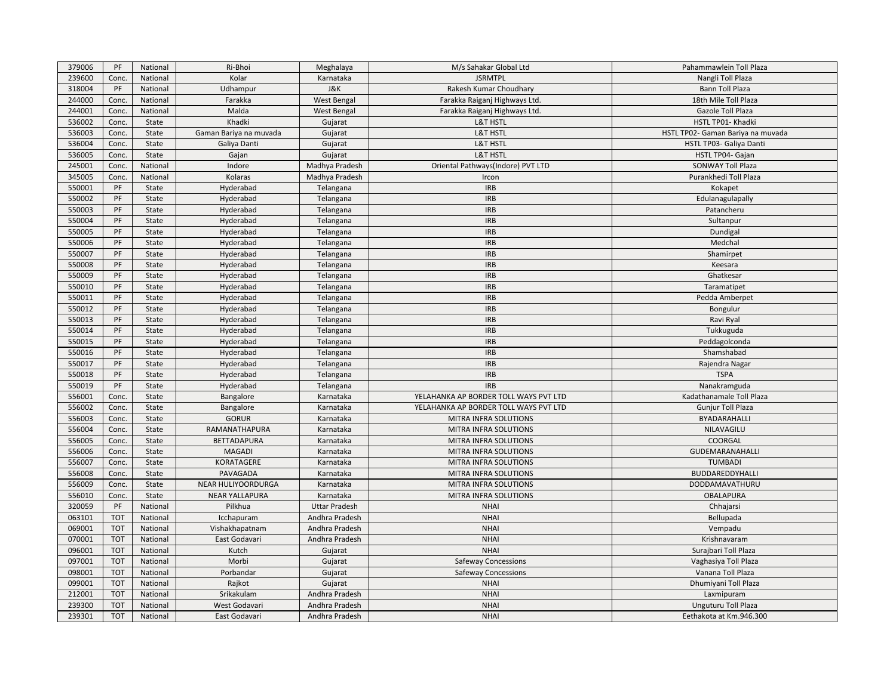| | | | | | | |
|---|---|---|---|---|---|---|
| 379006 | PF | National | Ri-Bhoi | Meghalaya | M/s Sahakar Global Ltd | Pahammawlein Toll Plaza |
| 239600 | Conc. | National | Kolar | Karnataka | JSRMTPL | Nangli Toll Plaza |
| 318004 | PF | National | Udhampur | J&K | Rakesh Kumar Choudhary | Bann Toll Plaza |
| 244000 | Conc. | National | Farakka | West Bengal | Farakka Raiganj Highways Ltd. | 18th Mile Toll Plaza |
| 244001 | Conc. | National | Malda | West Bengal | Farakka Raiganj Highways Ltd. | Gazole Toll Plaza |
| 536002 | Conc. | State | Khadki | Gujarat | L&T HSTL | HSTL TP01- Khadki |
| 536003 | Conc. | State | Gaman Bariya na muvada | Gujarat | L&T HSTL | HSTL TP02- Gaman Bariya na muvada |
| 536004 | Conc. | State | Galiya Danti | Gujarat | L&T HSTL | HSTL TP03- Galiya Danti |
| 536005 | Conc. | State | Gajan | Gujarat | L&T HSTL | HSTL TP04- Gajan |
| 245001 | Conc. | National | Indore | Madhya Pradesh | Oriental Pathways(Indore) PVT LTD | SONWAY Toll Plaza |
| 345005 | Conc. | National | Kolaras | Madhya Pradesh | Ircon | Purankhedi Toll Plaza |
| 550001 | PF | State | Hyderabad | Telangana | IRB | Kokapet |
| 550002 | PF | State | Hyderabad | Telangana | IRB | Edulanagulapally |
| 550003 | PF | State | Hyderabad | Telangana | IRB | Patancheru |
| 550004 | PF | State | Hyderabad | Telangana | IRB | Sultanpur |
| 550005 | PF | State | Hyderabad | Telangana | IRB | Dundigal |
| 550006 | PF | State | Hyderabad | Telangana | IRB | Medchal |
| 550007 | PF | State | Hyderabad | Telangana | IRB | Shamirpet |
| 550008 | PF | State | Hyderabad | Telangana | IRB | Keesara |
| 550009 | PF | State | Hyderabad | Telangana | IRB | Ghatkesar |
| 550010 | PF | State | Hyderabad | Telangana | IRB | Taramatipet |
| 550011 | PF | State | Hyderabad | Telangana | IRB | Pedda Amberpet |
| 550012 | PF | State | Hyderabad | Telangana | IRB | Bongulur |
| 550013 | PF | State | Hyderabad | Telangana | IRB | Ravi Ryal |
| 550014 | PF | State | Hyderabad | Telangana | IRB | Tukkuguda |
| 550015 | PF | State | Hyderabad | Telangana | IRB | Peddagolconda |
| 550016 | PF | State | Hyderabad | Telangana | IRB | Shamshabad |
| 550017 | PF | State | Hyderabad | Telangana | IRB | Rajendra Nagar |
| 550018 | PF | State | Hyderabad | Telangana | IRB | TSPA |
| 550019 | PF | State | Hyderabad | Telangana | IRB | Nanakramguda |
| 556001 | Conc. | State | Bangalore | Karnataka | YELAHANKA AP BORDER TOLL WAYS PVT LTD | Kadathanamale Toll Plaza |
| 556002 | Conc. | State | Bangalore | Karnataka | YELAHANKA AP BORDER TOLL WAYS PVT LTD | Gunjur Toll Plaza |
| 556003 | Conc. | State | GORUR | Karnataka | MITRA INFRA SOLUTIONS | BYADARAHALLI |
| 556004 | Conc. | State | RAMANATHAPURA | Karnataka | MITRA INFRA SOLUTIONS | NILAVAGILU |
| 556005 | Conc. | State | BETTADAPURA | Karnataka | MITRA INFRA SOLUTIONS | COORGAL |
| 556006 | Conc. | State | MAGADI | Karnataka | MITRA INFRA SOLUTIONS | GUDEMARANAHALLI |
| 556007 | Conc. | State | KORATAGERE | Karnataka | MITRA INFRA SOLUTIONS | TUMBADI |
| 556008 | Conc. | State | PAVAGADA | Karnataka | MITRA INFRA SOLUTIONS | BUDDAREDDYHALLI |
| 556009 | Conc. | State | NEAR HULIYOORDURGA | Karnataka | MITRA INFRA SOLUTIONS | DODDAMAVATHURU |
| 556010 | Conc. | State | NEAR YALLAPURA | Karnataka | MITRA INFRA SOLUTIONS | OBALAPURA |
| 320059 | PF | National | Pilkhua | Uttar Pradesh | NHAI | Chhajarsi |
| 063101 | TOT | National | Icchapuram | Andhra Pradesh | NHAI | Bellupada |
| 069001 | TOT | National | Vishakhapatnam | Andhra Pradesh | NHAI | Vempadu |
| 070001 | TOT | National | East Godavari | Andhra Pradesh | NHAI | Krishnavaram |
| 096001 | TOT | National | Kutch | Gujarat | NHAI | Surajbari Toll Plaza |
| 097001 | TOT | National | Morbi | Gujarat | Safeway Concessions | Vaghasiya Toll Plaza |
| 098001 | TOT | National | Porbandar | Gujarat | Safeway Concessions | Vanana Toll Plaza |
| 099001 | TOT | National | Rajkot | Gujarat | NHAI | Dhumiyani Toll Plaza |
| 212001 | TOT | National | Srikakulam | Andhra Pradesh | NHAI | Laxmipuram |
| 239300 | TOT | National | West Godavari | Andhra Pradesh | NHAI | Unguturu Toll Plaza |
| 239301 | TOT | National | East Godavari | Andhra Pradesh | NHAI | Eethakota at Km.946.300 |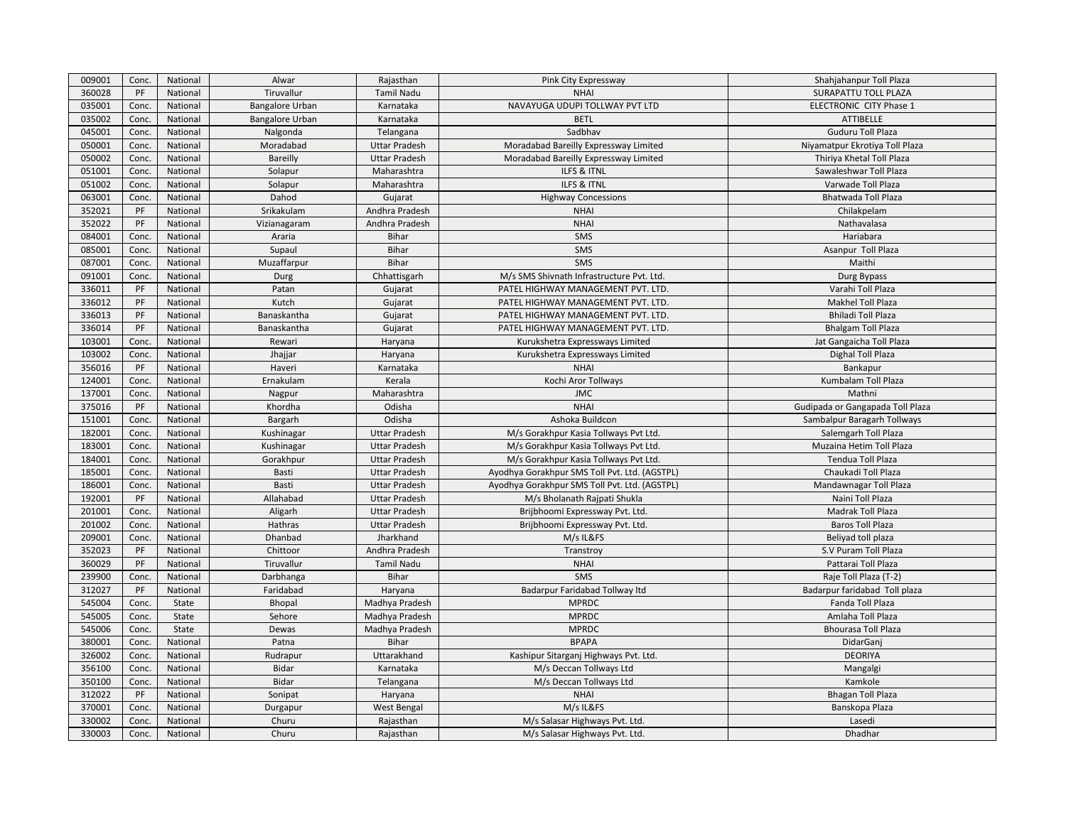| | | | | | | |
|---|---|---|---|---|---|---|
| 009001 | Conc. | National | Alwar | Rajasthan | Pink City Expressway | Shahjahanpur Toll Plaza |
| 360028 | PF | National | Tiruvallur | Tamil Nadu | NHAI | SURAPATTU TOLL PLAZA |
| 035001 | Conc. | National | Bangalore Urban | Karnataka | NAVAYUGA UDUPI TOLLWAY PVT LTD | ELECTRONIC CITY Phase 1 |
| 035002 | Conc. | National | Bangalore Urban | Karnataka | BETL | ATTIBELLE |
| 045001 | Conc. | National | Nalgonda | Telangana | Sadbhav | Guduru Toll Plaza |
| 050001 | Conc. | National | Moradabad | Uttar Pradesh | Moradabad Bareilly Expressway Limited | Niyamatpur Ekrotiya Toll Plaza |
| 050002 | Conc. | National | Bareilly | Uttar Pradesh | Moradabad Bareilly Expressway Limited | Thiriya Khetal Toll Plaza |
| 051001 | Conc. | National | Solapur | Maharashtra | ILFS & ITNL | Sawaleshwar Toll Plaza |
| 051002 | Conc. | National | Solapur | Maharashtra | ILFS & ITNL | Varwade Toll Plaza |
| 063001 | Conc. | National | Dahod | Gujarat | Highway Concessions | Bhatwada Toll Plaza |
| 352021 | PF | National | Srikakulam | Andhra Pradesh | NHAI | Chilakpelam |
| 352022 | PF | National | Vizianagaram | Andhra Pradesh | NHAI | Nathavalasa |
| 084001 | Conc. | National | Araria | Bihar | SMS | Hariabara |
| 085001 | Conc. | National | Supaul | Bihar | SMS | Asanpur Toll Plaza |
| 087001 | Conc. | National | Muzaffarpur | Bihar | SMS | Maithi |
| 091001 | Conc. | National | Durg | Chhattisgarh | M/s SMS Shivnath Infrastructure Pvt. Ltd. | Durg Bypass |
| 336011 | PF | National | Patan | Gujarat | PATEL HIGHWAY MANAGEMENT PVT. LTD. | Varahi Toll Plaza |
| 336012 | PF | National | Kutch | Gujarat | PATEL HIGHWAY MANAGEMENT PVT. LTD. | Makhel Toll Plaza |
| 336013 | PF | National | Banaskantha | Gujarat | PATEL HIGHWAY MANAGEMENT PVT. LTD. | Bhiladi Toll Plaza |
| 336014 | PF | National | Banaskantha | Gujarat | PATEL HIGHWAY MANAGEMENT PVT. LTD. | Bhalgam Toll Plaza |
| 103001 | Conc. | National | Rewari | Haryana | Kurukshetra Expressways Limited | Jat Gangaicha Toll Plaza |
| 103002 | Conc. | National | Jhajjar | Haryana | Kurukshetra Expressways Limited | Dighal Toll Plaza |
| 356016 | PF | National | Haveri | Karnataka | NHAI | Bankapur |
| 124001 | Conc. | National | Ernakulam | Kerala | Kochi Aror Tollways | Kumbalam Toll Plaza |
| 137001 | Conc. | National | Nagpur | Maharashtra | JMC | Mathni |
| 375016 | PF | National | Khordha | Odisha | NHAI | Gudipada or Gangapada Toll Plaza |
| 151001 | Conc. | National | Bargarh | Odisha | Ashoka Buildcon | Sambalpur Baragarh Tollways |
| 182001 | Conc. | National | Kushinagar | Uttar Pradesh | M/s Gorakhpur Kasia Tollways Pvt Ltd. | Salemgarh Toll Plaza |
| 183001 | Conc. | National | Kushinagar | Uttar Pradesh | M/s Gorakhpur Kasia Tollways Pvt Ltd. | Muzaina Hetim Toll Plaza |
| 184001 | Conc. | National | Gorakhpur | Uttar Pradesh | M/s Gorakhpur Kasia Tollways Pvt Ltd. | Tendua Toll Plaza |
| 185001 | Conc. | National | Basti | Uttar Pradesh | Ayodhya Gorakhpur SMS Toll Pvt. Ltd. (AGSTPL) | Chaukadi Toll Plaza |
| 186001 | Conc. | National | Basti | Uttar Pradesh | Ayodhya Gorakhpur SMS Toll Pvt. Ltd. (AGSTPL) | Mandawnagar Toll Plaza |
| 192001 | PF | National | Allahabad | Uttar Pradesh | M/s Bholanath Rajpati Shukla | Naini Toll Plaza |
| 201001 | Conc. | National | Aligarh | Uttar Pradesh | Brijbhoomi Expressway Pvt. Ltd. | Madrak Toll Plaza |
| 201002 | Conc. | National | Hathras | Uttar Pradesh | Brijbhoomi Expressway Pvt. Ltd. | Baros Toll Plaza |
| 209001 | Conc. | National | Dhanbad | Jharkhand | M/s IL&FS | Beliyad toll plaza |
| 352023 | PF | National | Chittoor | Andhra Pradesh | Transtroy | S.V Puram Toll Plaza |
| 360029 | PF | National | Tiruvallur | Tamil Nadu | NHAI | Pattarai Toll Plaza |
| 239900 | Conc. | National | Darbhanga | Bihar | SMS | Raje Toll Plaza (T-2) |
| 312027 | PF | National | Faridabad | Haryana | Badarpur Faridabad Tollway ltd | Badarpur faridabad Toll plaza |
| 545004 | Conc. | State | Bhopal | Madhya Pradesh | MPRDC | Fanda Toll Plaza |
| 545005 | Conc. | State | Sehore | Madhya Pradesh | MPRDC | Amlaha Toll Plaza |
| 545006 | Conc. | State | Dewas | Madhya Pradesh | MPRDC | Bhourasa Toll Plaza |
| 380001 | Conc. | National | Patna | Bihar | BPAPA | DidarGanj |
| 326002 | Conc. | National | Rudrapur | Uttarakhand | Kashipur Sitarganj Highways Pvt. Ltd. | DEORIYA |
| 356100 | Conc. | National | Bidar | Karnataka | M/s Deccan Tollways Ltd | Mangalgi |
| 350100 | Conc. | National | Bidar | Telangana | M/s Deccan Tollways Ltd | Kamkole |
| 312022 | PF | National | Sonipat | Haryana | NHAI | Bhagan Toll Plaza |
| 370001 | Conc. | National | Durgapur | West Bengal | M/s IL&FS | Banskopa Plaza |
| 330002 | Conc. | National | Churu | Rajasthan | M/s Salasar Highways Pvt. Ltd. | Lasedi |
| 330003 | Conc. | National | Churu | Rajasthan | M/s Salasar Highways Pvt. Ltd. | Dhadhar |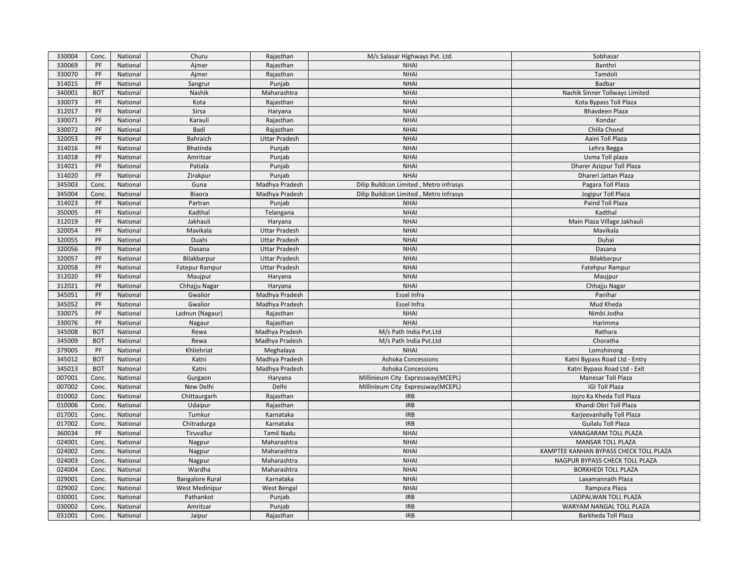| 330004 | Conc. | National | Churu | Rajasthan | M/s Salasar Highways Pvt. Ltd. | Sobhasar |
|---|---|---|---|---|---|---|
| 330069 | PF | National | Ajmer | Rajasthan | NHAI | Banthri |
| 330070 | PF | National | Ajmer | Rajasthan | NHAI | Tamdoli |
| 314015 | PF | National | Sangrur | Punjab | NHAI | Badbar |
| 340001 | BOT | National | Nashik | Maharashtra | NHAI | Nashik Sinner Tollways Limited |
| 330073 | PF | National | Kota | Rajasthan | NHAI | Kota Bypass Toll Plaza |
| 312017 | PF | National | Sirsa | Haryana | NHAI | Bhavdeen Plaza |
| 330071 | PF | National | Karauli | Rajasthan | NHAI | Kondar |
| 330072 | PF | National | Badi | Rajasthan | NHAI | Chilla Chond |
| 320053 | PF | National | Bahraich | Uttar Pradesh | NHAI | Aaini Toll Plaza |
| 314016 | PF | National | Bhatinda | Punjab | NHAI | Lehra Begga |
| 314018 | PF | National | Amritsar | Punjab | NHAI | Usma Toll plaza |
| 314021 | PF | National | Patiala | Punjab | NHAI | Dharer Azizpur Toll Plaza |
| 314020 | PF | National | Zirakpur | Punjab | NHAI | Dhareri Jattan Plaza |
| 345003 | Conc. | National | Guna | Madhya Pradesh | Dilip Buildcon Limited , Metro infrasys | Pagara Toll Plaza |
| 345004 | Conc. | National | Biaora | Madhya Pradesh | Dilip Buildcon Limited , Metro infrasys | Jogipur Toll Plaza |
| 314023 | PF | National | Partran | Punjab | NHAI | Paind Toll Plaza |
| 350005 | PF | National | Kadthal | Telangana | NHAI | Kadthal |
| 312019 | PF | National | Jakhauli | Haryana | NHAI | Main Plaza Village Jakhauli |
| 320054 | PF | National | Mavikala | Uttar Pradesh | NHAI | Mavikala |
| 320055 | PF | National | Duahi | Uttar Pradesh | NHAI | Duhai |
| 320056 | PF | National | Dasana | Uttar Pradesh | NHAI | Dasana |
| 320057 | PF | National | Bilakbarpur | Uttar Pradesh | NHAI | Bilakbarpur |
| 320058 | PF | National | Fatepur Rampur | Uttar Pradesh | NHAI | Fatehpur Rampur |
| 312020 | PF | National | Maujpur | Haryana | NHAI | Maujpur |
| 312021 | PF | National | Chhajju Nagar | Haryana | NHAI | Chhajju Nagar |
| 345051 | PF | National | Gwalior | Madhya Pradesh | Essel Infra | Panihar |
| 345052 | PF | National | Gwalior | Madhya Pradesh | Essel Infra | Mud Kheda |
| 330075 | PF | National | Ladnun (Nagaur) | Rajasthan | NHAI | Nimbi Jodha |
| 330076 | PF | National | Nagaur | Rajasthan | NHAI | Harimma |
| 345008 | BOT | National | Rewa | Madhya Pradesh | M/s Path India Pvt.Ltd | Rathara |
| 345009 | BOT | National | Rewa | Madhya Pradesh | M/s Path India Pvt.Ltd | Choratha |
| 379005 | PF | National | Khliehriat | Meghalaya | NHAI | Lomshinong |
| 345012 | BOT | National | Katni | Madhya Pradesh | Ashoka Concessions | Katni Bypass Road Ltd - Entry |
| 345013 | BOT | National | Katni | Madhya Pradesh | Ashoka Concessions | Katni Bypass Road Ltd - Exit |
| 007001 | Conc. | National | Gurgaon | Haryana | Millinieum City Expressway(MCEPL) | Manesar Toll Plaza |
| 007002 | Conc. | National | New Delhi | Delhi | Millinieum City Expressway(MCEPL) | IGI Toll Plaza |
| 010002 | Conc. | National | Chittaurgarh | Rajasthan | IRB | Jojro Ka Kheda Toll Plaza |
| 010006 | Conc. | National | Udaipur | Rajasthan | IRB | Khandi Obri Toll Plaza |
| 017001 | Conc. | National | Tumkur | Karnataka | IRB | Karjeevanhally Toll Plaza |
| 017002 | Conc. | National | Chitradurga | Karnataka | IRB | Guilalu Toll Plaza |
| 360034 | PF | National | Tiruvallur | Tamil Nadu | NHAI | VANAGARAM TOLL PLAZA |
| 024001 | Conc. | National | Nagpur | Maharashtra | NHAI | MANSAR TOLL PLAZA |
| 024002 | Conc. | National | Nagpur | Maharashtra | NHAI | KAMPTEE KANHAN BYPASS CHECK TOLL PLAZA |
| 024003 | Conc. | National | Nagpur | Maharashtra | NHAI | NAGPUR BYPASS CHECK TOLL PLAZA |
| 024004 | Conc. | National | Wardha | Maharashtra | NHAI | BORKHEDI TOLL PLAZA |
| 029001 | Conc. | National | Bangalore Rural | Karnataka | NHAI | Laxamannath Plaza |
| 029002 | Conc. | National | West Medinipur | West Bengal | NHAI | Rampura Plaza |
| 030001 | Conc. | National | Pathankot | Punjab | IRB | LADPALWAN TOLL PLAZA |
| 030002 | Conc. | National | Amritsar | Punjab | IRB | WARYAM NANGAL TOLL PLAZA |
| 031001 | Conc. | National | Jaipur | Rajasthan | IRB | Barkheda Toll Plaza |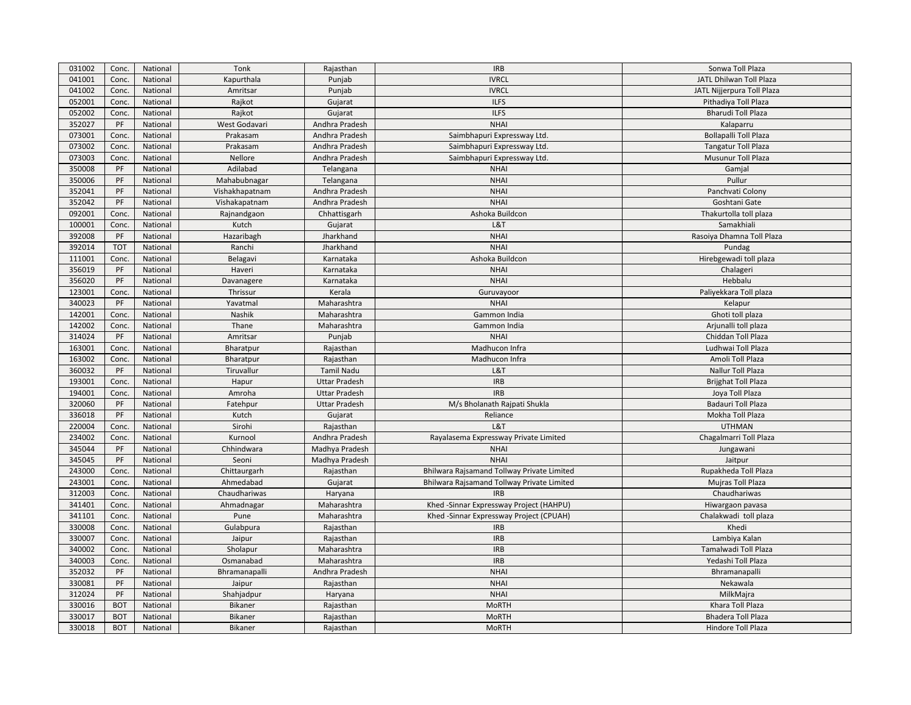| 031002 | Conc. | National | Tonk | Rajasthan | IRB | Sonwa Toll Plaza |
|---|---|---|---|---|---|---|
| 041001 | Conc. | National | Kapurthala | Punjab | IVRCL | JATL Dhilwan Toll Plaza |
| 041002 | Conc. | National | Amritsar | Punjab | IVRCL | JATL Nijjerpura Toll Plaza |
| 052001 | Conc. | National | Rajkot | Gujarat | ILFS | Pithadiya Toll Plaza |
| 052002 | Conc. | National | Rajkot | Gujarat | ILFS | Bharudi Toll Plaza |
| 352027 | PF | National | West Godavari | Andhra Pradesh | NHAI | Kalaparru |
| 073001 | Conc. | National | Prakasam | Andhra Pradesh | Saimbhapuri Expressway Ltd. | Bollapalli Toll Plaza |
| 073002 | Conc. | National | Prakasam | Andhra Pradesh | Saimbhapuri Expressway Ltd. | Tangatur Toll Plaza |
| 073003 | Conc. | National | Nellore | Andhra Pradesh | Saimbhapuri Expressway Ltd. | Musunur Toll Plaza |
| 350008 | PF | National | Adilabad | Telangana | NHAI | Gamjal |
| 350006 | PF | National | Mahabubnagar | Telangana | NHAI | Pullur |
| 352041 | PF | National | Vishakhapatnam | Andhra Pradesh | NHAI | Panchvati Colony |
| 352042 | PF | National | Vishakapatnam | Andhra Pradesh | NHAI | Goshtani Gate |
| 092001 | Conc. | National | Rajnandgaon | Chhattisgarh | Ashoka Buildcon | Thakurtolla toll plaza |
| 100001 | Conc. | National | Kutch | Gujarat | L&T | Samakhiali |
| 392008 | PF | National | Hazaribagh | Jharkhand | NHAI | Rasoiya Dhamna Toll Plaza |
| 392014 | TOT | National | Ranchi | Jharkhand | NHAI | Pundag |
| 111001 | Conc. | National | Belagavi | Karnataka | Ashoka Buildcon | Hirebgewadi toll plaza |
| 356019 | PF | National | Haveri | Karnataka | NHAI | Chalageri |
| 356020 | PF | National | Davanagere | Karnataka | NHAI | Hebbalu |
| 123001 | Conc. | National | Thrissur | Kerala | Guruvayoor | Paliyekkara Toll plaza |
| 340023 | PF | National | Yavatmal | Maharashtra | NHAI | Kelapur |
| 142001 | Conc. | National | Nashik | Maharashtra | Gammon India | Ghoti toll plaza |
| 142002 | Conc. | National | Thane | Maharashtra | Gammon India | Arjunalli toll plaza |
| 314024 | PF | National | Amritsar | Punjab | NHAI | Chiddan Toll Plaza |
| 163001 | Conc. | National | Bharatpur | Rajasthan | Madhucon Infra | Ludhwai Toll Plaza |
| 163002 | Conc. | National | Bharatpur | Rajasthan | Madhucon Infra | Amoli Toll Plaza |
| 360032 | PF | National | Tiruvallur | Tamil Nadu | L&T | Nallur Toll Plaza |
| 193001 | Conc. | National | Hapur | Uttar Pradesh | IRB | Brijghat Toll Plaza |
| 194001 | Conc. | National | Amroha | Uttar Pradesh | IRB | Joya Toll Plaza |
| 320060 | PF | National | Fatehpur | Uttar Pradesh | M/s Bholanath Rajpati Shukla | Badauri Toll Plaza |
| 336018 | PF | National | Kutch | Gujarat | Reliance | Mokha Toll Plaza |
| 220004 | Conc. | National | Sirohi | Rajasthan | L&T | UTHMAN |
| 234002 | Conc. | National | Kurnool | Andhra Pradesh | Rayalasema Expressway Private Limited | Chagalmarri Toll Plaza |
| 345044 | PF | National | Chhindwara | Madhya Pradesh | NHAI | Jungawani |
| 345045 | PF | National | Seoni | Madhya Pradesh | NHAI | Jaitpur |
| 243000 | Conc. | National | Chittaurgarh | Rajasthan | Bhilwara Rajsamand Tollway Private Limited | Rupakheda Toll Plaza |
| 243001 | Conc. | National | Ahmedabad | Gujarat | Bhilwara Rajsamand Tollway Private Limited | Mujras Toll Plaza |
| 312003 | Conc. | National | Chaudhariwas | Haryana | IRB | Chaudhariwas |
| 341401 | Conc. | National | Ahmadnagar | Maharashtra | Khed -Sinnar Expressway Project (HAHPU) | Hiwargaon pavasa |
| 341101 | Conc. | National | Pune | Maharashtra | Khed -Sinnar Expressway Project (CPUAH) | Chalakwadi toll plaza |
| 330008 | Conc. | National | Gulabpura | Rajasthan | IRB | Khedi |
| 330007 | Conc. | National | Jaipur | Rajasthan | IRB | Lambiya Kalan |
| 340002 | Conc. | National | Sholapur | Maharashtra | IRB | Tamalwadi Toll Plaza |
| 340003 | Conc. | National | Osmanabad | Maharashtra | IRB | Yedashi Toll Plaza |
| 352032 | PF | National | Bhramanapalli | Andhra Pradesh | NHAI | Bhramanapalli |
| 330081 | PF | National | Jaipur | Rajasthan | NHAI | Nekawala |
| 312024 | PF | National | Shahjadpur | Haryana | NHAI | MilkMajra |
| 330016 | BOT | National | Bikaner | Rajasthan | MoRTH | Khara Toll Plaza |
| 330017 | BOT | National | Bikaner | Rajasthan | MoRTH | Bhadera Toll Plaza |
| 330018 | BOT | National | Bikaner | Rajasthan | MoRTH | Hindore Toll Plaza |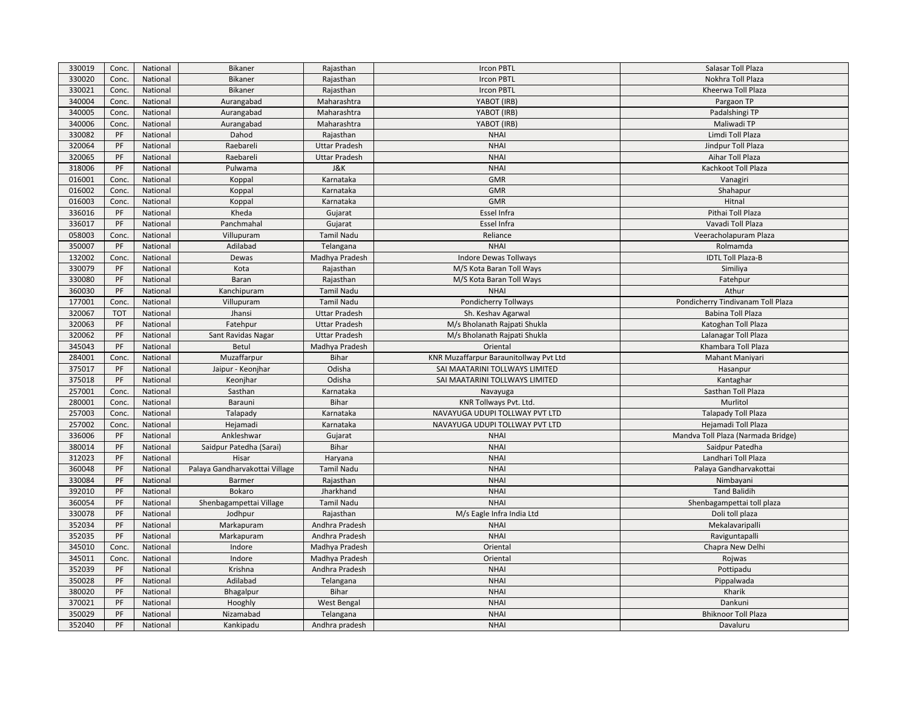| 330019 | Conc. | National | Bikaner | Rajasthan | Ircon PBTL | Salasar Toll Plaza |
|---|---|---|---|---|---|---|
| 330020 | Conc. | National | Bikaner | Rajasthan | Ircon PBTL | Nokhra Toll Plaza |
| 330021 | Conc. | National | Bikaner | Rajasthan | Ircon PBTL | Kheerwa Toll Plaza |
| 340004 | Conc. | National | Aurangabad | Maharashtra | YABOT (IRB) | Pargaon TP |
| 340005 | Conc. | National | Aurangabad | Maharashtra | YABOT (IRB) | Padalshingi TP |
| 340006 | Conc. | National | Aurangabad | Maharashtra | YABOT (IRB) | Maliwadi TP |
| 330082 | PF | National | Dahod | Rajasthan | NHAI | Limdi Toll Plaza |
| 320064 | PF | National | Raebareli | Uttar Pradesh | NHAI | Jindpur Toll Plaza |
| 320065 | PF | National | Raebareli | Uttar Pradesh | NHAI | Aihar Toll Plaza |
| 318006 | PF | National | Pulwama | J&K | NHAI | Kachkoot Toll Plaza |
| 016001 | Conc. | National | Koppal | Karnataka | GMR | Vanagiri |
| 016002 | Conc. | National | Koppal | Karnataka | GMR | Shahapur |
| 016003 | Conc. | National | Koppal | Karnataka | GMR | Hitnal |
| 336016 | PF | National | Kheda | Gujarat | Essel Infra | Pithai Toll Plaza |
| 336017 | PF | National | Panchmahal | Gujarat | Essel Infra | Vavadi Toll Plaza |
| 058003 | Conc. | National | Villupuram | Tamil Nadu | Reliance | Veeracholapuram Plaza |
| 350007 | PF | National | Adilabad | Telangana | NHAI | Rolmamda |
| 132002 | Conc. | National | Dewas | Madhya Pradesh | Indore Dewas Tollways | IDTL Toll Plaza-B |
| 330079 | PF | National | Kota | Rajasthan | M/S Kota Baran Toll Ways | Similiya |
| 330080 | PF | National | Baran | Rajasthan | M/S Kota Baran Toll Ways | Fatehpur |
| 360030 | PF | National | Kanchipuram | Tamil Nadu | NHAI | Athur |
| 177001 | Conc. | National | Villupuram | Tamil Nadu | Pondicherry Tollways | Pondicherry Tindivanam Toll Plaza |
| 320067 | TOT | National | Jhansi | Uttar Pradesh | Sh. Keshav Agarwal | Babina Toll Plaza |
| 320063 | PF | National | Fatehpur | Uttar Pradesh | M/s Bholanath Rajpati Shukla | Katoghan Toll Plaza |
| 320062 | PF | National | Sant Ravidas Nagar | Uttar Pradesh | M/s Bholanath Rajpati Shukla | Lalanagar Toll Plaza |
| 345043 | PF | National | Betul | Madhya Pradesh | Oriental | Khambara Toll Plaza |
| 284001 | Conc. | National | Muzaffarpur | Bihar | KNR Muzaffarpur Baraunitollway Pvt Ltd | Mahant Maniyari |
| 375017 | PF | National | Jaipur - Keonjhar | Odisha | SAI MAATARINI TOLLWAYS LIMITED | Hasanpur |
| 375018 | PF | National | Keonjhar | Odisha | SAI MAATARINI TOLLWAYS LIMITED | Kantaghar |
| 257001 | Conc. | National | Sasthan | Karnataka | Navayuga | Sasthan Toll Plaza |
| 280001 | Conc. | National | Barauni | Bihar | KNR Tollways Pvt. Ltd. | Murlitol |
| 257003 | Conc. | National | Talapady | Karnataka | NAVAYUGA UDUPI TOLLWAY PVT LTD | Talapady Toll Plaza |
| 257002 | Conc. | National | Hejamadi | Karnataka | NAVAYUGA UDUPI TOLLWAY PVT LTD | Hejamadi Toll Plaza |
| 336006 | PF | National | Ankleshwar | Gujarat | NHAI | Mandva Toll Plaza (Narmada Bridge) |
| 380014 | PF | National | Saidpur Patedha (Sarai) | Bihar | NHAI | Saidpur Patedha |
| 312023 | PF | National | Hisar | Haryana | NHAI | Landhari Toll Plaza |
| 360048 | PF | National | Palaya Gandharvakottai Village | Tamil Nadu | NHAI | Palaya Gandharvakottai |
| 330084 | PF | National | Barmer | Rajasthan | NHAI | Nimbayani |
| 392010 | PF | National | Bokaro | Jharkhand | NHAI | Tand Balidih |
| 360054 | PF | National | Shenbagampettai Village | Tamil Nadu | NHAI | Shenbagampettai toll plaza |
| 330078 | PF | National | Jodhpur | Rajasthan | M/s Eagle Infra India Ltd | Doli toll plaza |
| 352034 | PF | National | Markapuram | Andhra Pradesh | NHAI | Mekalavaripalli |
| 352035 | PF | National | Markapuram | Andhra Pradesh | NHAI | Raviguntapalli |
| 345010 | Conc. | National | Indore | Madhya Pradesh | Oriental | Chapra New Delhi |
| 345011 | Conc. | National | Indore | Madhya Pradesh | Oriental | Rojwas |
| 352039 | PF | National | Krishna | Andhra Pradesh | NHAI | Pottipadu |
| 350028 | PF | National | Adilabad | Telangana | NHAI | Pippalwada |
| 380020 | PF | National | Bhagalpur | Bihar | NHAI | Kharik |
| 370021 | PF | National | Hooghly | West Bengal | NHAI | Dankuni |
| 350029 | PF | National | Nizamabad | Telangana | NHAI | Bhiknoor Toll Plaza |
| 352040 | PF | National | Kankipadu | Andhra pradesh | NHAI | Davaluru |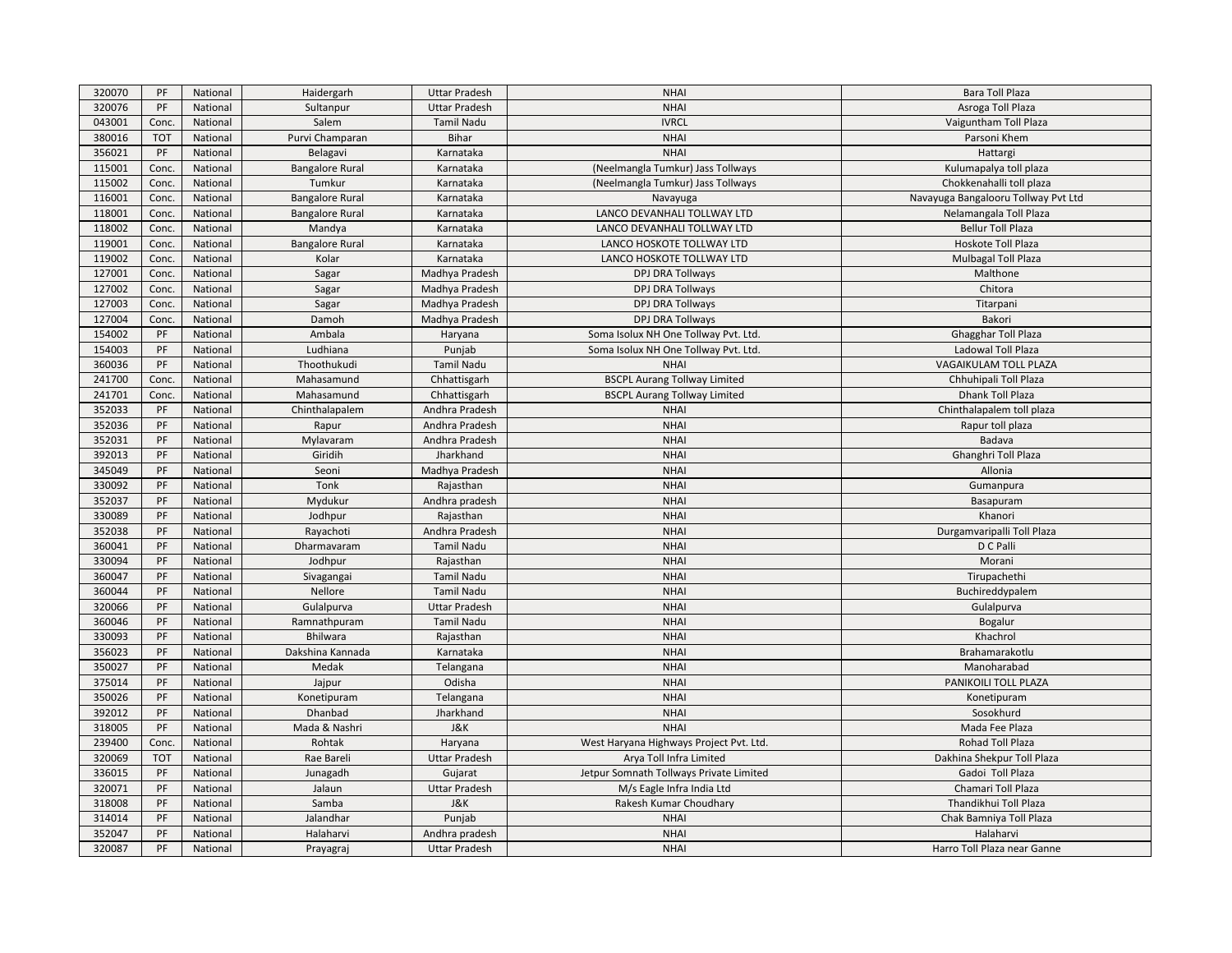| 320070 | PF | National | Haidergarh | Uttar Pradesh | NHAI | Bara Toll Plaza |
|---|---|---|---|---|---|---|
| 320076 | PF | National | Sultanpur | Uttar Pradesh | NHAI | Asroga Toll Plaza |
| 043001 | Conc. | National | Salem | Tamil Nadu | IVRCL | Vaiguntham Toll Plaza |
| 380016 | TOT | National | Purvi Champaran | Bihar | NHAI | Parsoni Khem |
| 356021 | PF | National | Belagavi | Karnataka | NHAI | Hattargi |
| 115001 | Conc. | National | Bangalore Rural | Karnataka | (Neelmangla Tumkur) Jass Tollways | Kulumapalya toll plaza |
| 115002 | Conc. | National | Tumkur | Karnataka | (Neelmangla Tumkur) Jass Tollways | Chokkenahalli toll plaza |
| 116001 | Conc. | National | Bangalore Rural | Karnataka | Navayuga | Navayuga Bangalooru Tollway Pvt Ltd |
| 118001 | Conc. | National | Bangalore Rural | Karnataka | LANCO DEVANHALI TOLLWAY LTD | Nelamangala Toll Plaza |
| 118002 | Conc. | National | Mandya | Karnataka | LANCO DEVANHALI TOLLWAY LTD | Bellur Toll Plaza |
| 119001 | Conc. | National | Bangalore Rural | Karnataka | LANCO HOSKOTE TOLLWAY LTD | Hoskote Toll Plaza |
| 119002 | Conc. | National | Kolar | Karnataka | LANCO HOSKOTE TOLLWAY LTD | Mulbagal Toll Plaza |
| 127001 | Conc. | National | Sagar | Madhya Pradesh | DPJ DRA Tollways | Malthone |
| 127002 | Conc. | National | Sagar | Madhya Pradesh | DPJ DRA Tollways | Chitora |
| 127003 | Conc. | National | Sagar | Madhya Pradesh | DPJ DRA Tollways | Titarpani |
| 127004 | Conc. | National | Damoh | Madhya Pradesh | DPJ DRA Tollways | Bakori |
| 154002 | PF | National | Ambala | Haryana | Soma Isolux NH One Tollway Pvt. Ltd. | Ghagghar Toll Plaza |
| 154003 | PF | National | Ludhiana | Punjab | Soma Isolux NH One Tollway Pvt. Ltd. | Ladowal Toll Plaza |
| 360036 | PF | National | Thoothukudi | Tamil Nadu | NHAI | VAGAIKULAM TOLL PLAZA |
| 241700 | Conc. | National | Mahasamund | Chhattisgarh | BSCPL Aurang Tollway Limited | Chhuhipali Toll Plaza |
| 241701 | Conc. | National | Mahasamund | Chhattisgarh | BSCPL Aurang Tollway Limited | Dhank Toll Plaza |
| 352033 | PF | National | Chinthalapalem | Andhra Pradesh | NHAI | Chinthalapalem toll plaza |
| 352036 | PF | National | Rapur | Andhra Pradesh | NHAI | Rapur toll plaza |
| 352031 | PF | National | Mylavaram | Andhra Pradesh | NHAI | Badava |
| 392013 | PF | National | Giridih | Jharkhand | NHAI | Ghanghri Toll Plaza |
| 345049 | PF | National | Seoni | Madhya Pradesh | NHAI | Allonia |
| 330092 | PF | National | Tonk | Rajasthan | NHAI | Gumanpura |
| 352037 | PF | National | Mydukur | Andhra pradesh | NHAI | Basapuram |
| 330089 | PF | National | Jodhpur | Rajasthan | NHAI | Khanori |
| 352038 | PF | National | Rayachoti | Andhra Pradesh | NHAI | Durgamvaripalli Toll Plaza |
| 360041 | PF | National | Dharmavaram | Tamil Nadu | NHAI | D C Palli |
| 330094 | PF | National | Jodhpur | Rajasthan | NHAI | Morani |
| 360047 | PF | National | Sivagangai | Tamil Nadu | NHAI | Tirupachethi |
| 360044 | PF | National | Nellore | Tamil Nadu | NHAI | Buchireddypalem |
| 320066 | PF | National | Gulalpurva | Uttar Pradesh | NHAI | Gulalpurva |
| 360046 | PF | National | Ramnathpuram | Tamil Nadu | NHAI | Bogalur |
| 330093 | PF | National | Bhilwara | Rajasthan | NHAI | Khachrol |
| 356023 | PF | National | Dakshina Kannada | Karnataka | NHAI | Brahamarakotlu |
| 350027 | PF | National | Medak | Telangana | NHAI | Manoharabad |
| 375014 | PF | National | Jajpur | Odisha | NHAI | PANIKOILI TOLL PLAZA |
| 350026 | PF | National | Konetipuram | Telangana | NHAI | Konetipuram |
| 392012 | PF | National | Dhanbad | Jharkhand | NHAI | Sosokhurd |
| 318005 | PF | National | Mada & Nashri | J&K | NHAI | Mada Fee Plaza |
| 239400 | Conc. | National | Rohtak | Haryana | West Haryana Highways Project Pvt. Ltd. | Rohad Toll Plaza |
| 320069 | TOT | National | Rae Bareli | Uttar Pradesh | Arya Toll Infra Limited | Dakhina Shekpur Toll Plaza |
| 336015 | PF | National | Junagadh | Gujarat | Jetpur Somnath Tollways Private Limited | Gadoi Toll Plaza |
| 320071 | PF | National | Jalaun | Uttar Pradesh | M/s Eagle Infra India Ltd | Chamari Toll Plaza |
| 318008 | PF | National | Samba | J&K | Rakesh Kumar Choudhary | Thandikhui Toll Plaza |
| 314014 | PF | National | Jalandhar | Punjab | NHAI | Chak Bamniya Toll Plaza |
| 352047 | PF | National | Halaharvi | Andhra pradesh | NHAI | Halaharvi |
| 320087 | PF | National | Prayagraj | Uttar Pradesh | NHAI | Harro Toll Plaza near Ganne |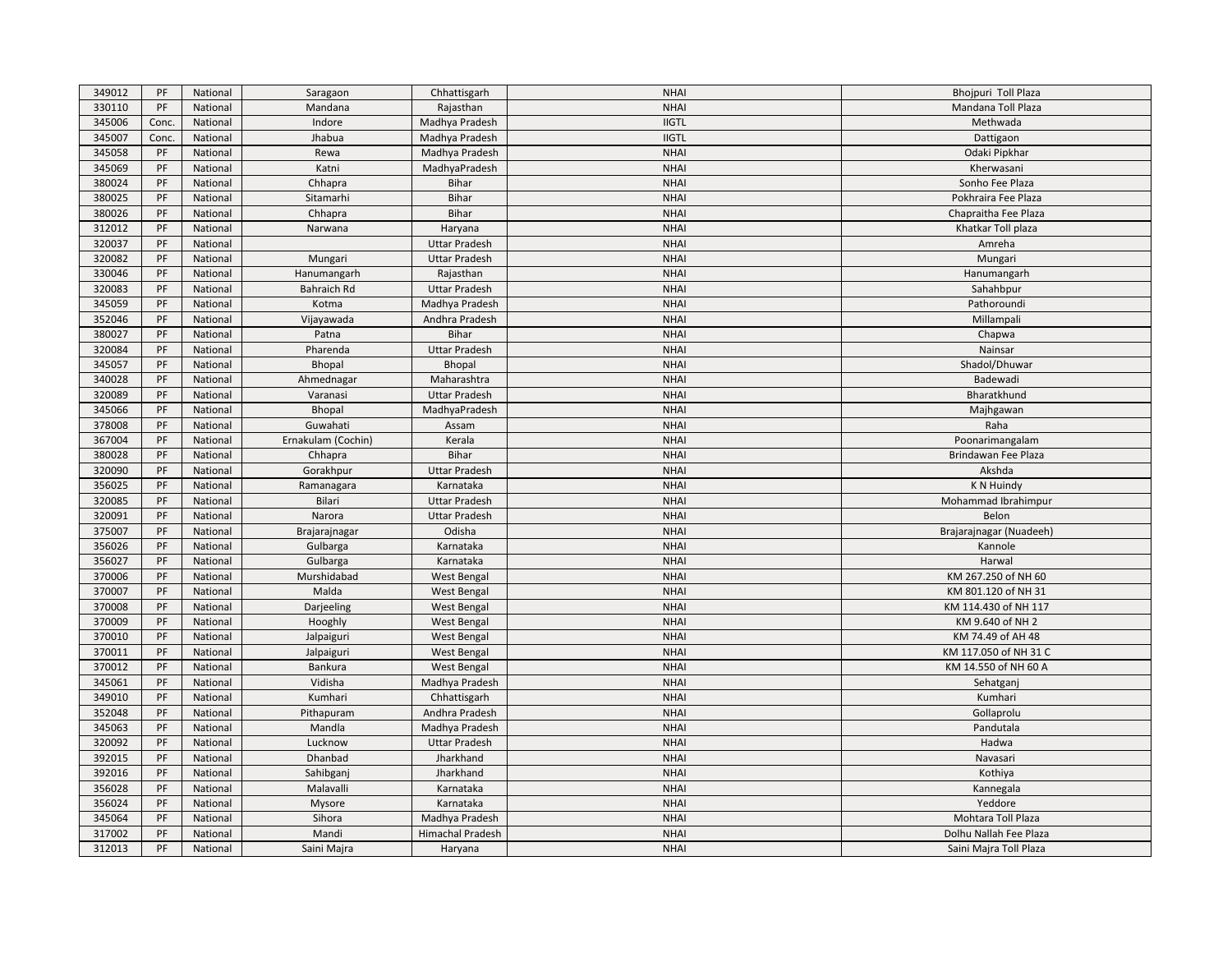| | | | | | | |
|---|---|---|---|---|---|---|
| 349012 | PF | National | Saragaon | Chhattisgarh | NHAI | Bhojpuri Toll Plaza |
| 330110 | PF | National | Mandana | Rajasthan | NHAI | Mandana Toll Plaza |
| 345006 | Conc. | National | Indore | Madhya Pradesh | IIGTL | Methwada |
| 345007 | Conc. | National | Jhabua | Madhya Pradesh | IIGTL | Dattigaon |
| 345058 | PF | National | Rewa | Madhya Pradesh | NHAI | Odaki Pipkhar |
| 345069 | PF | National | Katni | MadhyaPradesh | NHAI | Kherwasani |
| 380024 | PF | National | Chhapra | Bihar | NHAI | Sonho Fee Plaza |
| 380025 | PF | National | Sitamarhi | Bihar | NHAI | Pokhraira Fee Plaza |
| 380026 | PF | National | Chhapra | Bihar | NHAI | Chapraitha Fee Plaza |
| 312012 | PF | National | Narwana | Haryana | NHAI | Khatkar Toll plaza |
| 320037 | PF | National | | Uttar Pradesh | NHAI | Amreha |
| 320082 | PF | National | Mungari | Uttar Pradesh | NHAI | Mungari |
| 330046 | PF | National | Hanumangarh | Rajasthan | NHAI | Hanumangarh |
| 320083 | PF | National | Bahraich Rd | Uttar Pradesh | NHAI | Sahahbpur |
| 345059 | PF | National | Kotma | Madhya Pradesh | NHAI | Pathoroundi |
| 352046 | PF | National | Vijayawada | Andhra Pradesh | NHAI | Millampali |
| 380027 | PF | National | Patna | Bihar | NHAI | Chapwa |
| 320084 | PF | National | Pharenda | Uttar Pradesh | NHAI | Nainsar |
| 345057 | PF | National | Bhopal | Bhopal | NHAI | Shadol/Dhuwar |
| 340028 | PF | National | Ahmednagar | Maharashtra | NHAI | Badewadi |
| 320089 | PF | National | Varanasi | Uttar Pradesh | NHAI | Bharatkhund |
| 345066 | PF | National | Bhopal | MadhyaPradesh | NHAI | Majhgawan |
| 378008 | PF | National | Guwahati | Assam | NHAI | Raha |
| 367004 | PF | National | Ernakulam (Cochin) | Kerala | NHAI | Poonarimangalam |
| 380028 | PF | National | Chhapra | Bihar | NHAI | Brindawan Fee Plaza |
| 320090 | PF | National | Gorakhpur | Uttar Pradesh | NHAI | Akshda |
| 356025 | PF | National | Ramanagara | Karnataka | NHAI | K N Huindy |
| 320085 | PF | National | Bilari | Uttar Pradesh | NHAI | Mohammad Ibrahimpur |
| 320091 | PF | National | Narora | Uttar Pradesh | NHAI | Belon |
| 375007 | PF | National | Brajarajnagar | Odisha | NHAI | Brajarajnagar (Nuadeeh) |
| 356026 | PF | National | Gulbarga | Karnataka | NHAI | Kannole |
| 356027 | PF | National | Gulbarga | Karnataka | NHAI | Harwal |
| 370006 | PF | National | Murshidabad | West Bengal | NHAI | KM 267.250 of NH 60 |
| 370007 | PF | National | Malda | West Bengal | NHAI | KM 801.120 of NH 31 |
| 370008 | PF | National | Darjeeling | West Bengal | NHAI | KM 114.430 of NH 117 |
| 370009 | PF | National | Hooghly | West Bengal | NHAI | KM 9.640 of NH 2 |
| 370010 | PF | National | Jalpaiguri | West Bengal | NHAI | KM 74.49 of AH 48 |
| 370011 | PF | National | Jalpaiguri | West Bengal | NHAI | KM 117.050 of NH 31 C |
| 370012 | PF | National | Bankura | West Bengal | NHAI | KM 14.550 of NH 60 A |
| 345061 | PF | National | Vidisha | Madhya Pradesh | NHAI | Sehatganj |
| 349010 | PF | National | Kumhari | Chhattisgarh | NHAI | Kumhari |
| 352048 | PF | National | Pithapuram | Andhra Pradesh | NHAI | Gollaprolu |
| 345063 | PF | National | Mandla | Madhya Pradesh | NHAI | Pandutala |
| 320092 | PF | National | Lucknow | Uttar Pradesh | NHAI | Hadwa |
| 392015 | PF | National | Dhanbad | Jharkhand | NHAI | Navasari |
| 392016 | PF | National | Sahibganj | Jharkhand | NHAI | Kothiya |
| 356028 | PF | National | Malavalli | Karnataka | NHAI | Kannegala |
| 356024 | PF | National | Mysore | Karnataka | NHAI | Yeddore |
| 345064 | PF | National | Sihora | Madhya Pradesh | NHAI | Mohtara Toll Plaza |
| 317002 | PF | National | Mandi | Himachal Pradesh | NHAI | Dolhu Nallah Fee Plaza |
| 312013 | PF | National | Saini Majra | Haryana | NHAI | Saini Majra Toll Plaza |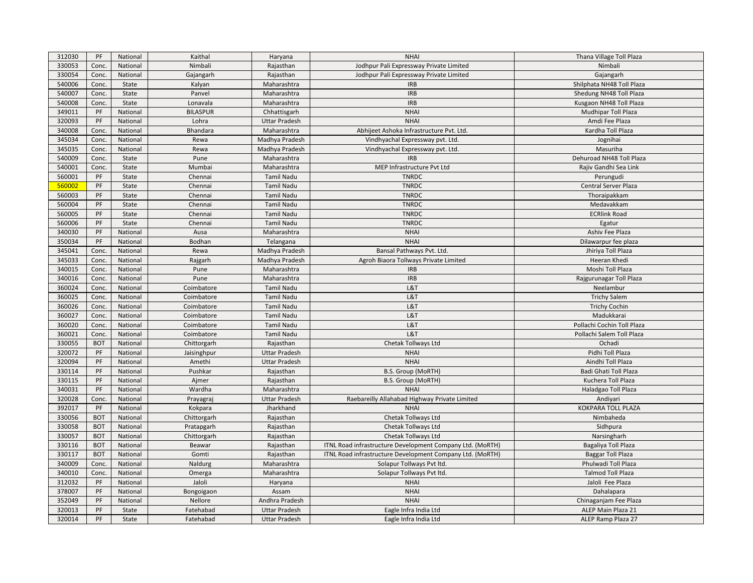| 312030 | PF | National | Kaithal | Haryana | NHAI | Thana Village Toll Plaza |
|---|---|---|---|---|---|---|
| 330053 | Conc. | National | Nimbali | Rajasthan | Jodhpur Pali Expressway Private Limited | Nimbali |
| 330054 | Conc. | National | Gajangarh | Rajasthan | Jodhpur Pali Expressway Private Limited | Gajangarh |
| 540006 | Conc. | State | Kalyan | Maharashtra | IRB | Shilphata NH48 Toll Plaza |
| 540007 | Conc. | State | Panvel | Maharashtra | IRB | Shedung NH48 Toll Plaza |
| 540008 | Conc. | State | Lonavala | Maharashtra | IRB | Kusgaon NH48 Toll Plaza |
| 349011 | PF | National | BILASPUR | Chhattisgarh | NHAI | Mudhipar Toll Plaza |
| 320093 | PF | National | Lohra | Uttar Pradesh | NHAI | Amdi Fee Plaza |
| 340008 | Conc. | National | Bhandara | Maharashtra | Abhijeet Ashoka Infrastructure Pvt. Ltd. | Kardha Toll Plaza |
| 345034 | Conc. | National | Rewa | Madhya Pradesh | Vindhyachal Expressway pvt. Ltd. | Jognihai |
| 345035 | Conc. | National | Rewa | Madhya Pradesh | Vindhyachal Expressway pvt. Ltd. | Masuriha |
| 540009 | Conc. | State | Pune | Maharashtra | IRB | Dehuroad NH48 Toll Plaza |
| 540001 | Conc. | State | Mumbai | Maharashtra | MEP Infrastructure Pvt Ltd | Rajiv Gandhi Sea Link |
| 560001 | PF | State | Chennai | Tamil Nadu | TNRDC | Perungudi |
| 560002 | PF | State | Chennai | Tamil Nadu | TNRDC | Central Server Plaza |
| 560003 | PF | State | Chennai | Tamil Nadu | TNRDC | Thoraipakkam |
| 560004 | PF | State | Chennai | Tamil Nadu | TNRDC | Medavakkam |
| 560005 | PF | State | Chennai | Tamil Nadu | TNRDC | ECRlink Road |
| 560006 | PF | State | Chennai | Tamil Nadu | TNRDC | Egatur |
| 340030 | PF | National | Ausa | Maharashtra | NHAI | Ashiv Fee Plaza |
| 350034 | PF | National | Bodhan | Telangana | NHAI | Dilawarpur fee plaza |
| 345041 | Conc. | National | Rewa | Madhya Pradesh | Bansal Pathways Pvt. Ltd. | Jhiriya Toll Plaza |
| 345033 | Conc. | National | Rajgarh | Madhya Pradesh | Agroh Biaora Tollways Private Limited | Heeran Khedi |
| 340015 | Conc. | National | Pune | Maharashtra | IRB | Moshi Toll Plaza |
| 340016 | Conc. | National | Pune | Maharashtra | IRB | Rajgurunagar Toll Plaza |
| 360024 | Conc. | National | Coimbatore | Tamil Nadu | L&T | Neelambur |
| 360025 | Conc. | National | Coimbatore | Tamil Nadu | L&T | Trichy Salem |
| 360026 | Conc. | National | Coimbatore | Tamil Nadu | L&T | Trichy Cochin |
| 360027 | Conc. | National | Coimbatore | Tamil Nadu | L&T | Madukkarai |
| 360020 | Conc. | National | Coimbatore | Tamil Nadu | L&T | Pollachi Cochin Toll Plaza |
| 360021 | Conc. | National | Coimbatore | Tamil Nadu | L&T | Pollachi Salem Toll Plaza |
| 330055 | BOT | National | Chittorgarh | Rajasthan | Chetak Tollways Ltd | Ochadi |
| 320072 | PF | National | Jaisinghpur | Uttar Pradesh | NHAI | Pidhi Toll Plaza |
| 320094 | PF | National | Amethi | Uttar Pradesh | NHAI | Aindhi Toll Plaza |
| 330114 | PF | National | Pushkar | Rajasthan | B.S. Group (MoRTH) | Badi Ghati Toll Plaza |
| 330115 | PF | National | Ajmer | Rajasthan | B.S. Group (MoRTH) | Kuchera Toll Plaza |
| 340031 | PF | National | Wardha | Maharashtra | NHAI | Haladgao Toll Plaza |
| 320028 | Conc. | National | Prayagraj | Uttar Pradesh | Raebareilly Allahabad Highway Private Limited | Andiyari |
| 392017 | PF | National | Kokpara | Jharkhand | NHAI | KOKPARA TOLL PLAZA |
| 330056 | BOT | National | Chittorgarh | Rajasthan | Chetak Tollways Ltd | Nimbaheda |
| 330058 | BOT | National | Pratapgarh | Rajasthan | Chetak Tollways Ltd | Sidhpura |
| 330057 | BOT | National | Chittorgarh | Rajasthan | Chetak Tollways Ltd | Narsingharh |
| 330116 | BOT | National | Beawar | Rajasthan | ITNL Road infrastructure Development Company Ltd. (MoRTH) | Bagaliya Toll Plaza |
| 330117 | BOT | National | Gomti | Rajasthan | ITNL Road infrastructure Development Company Ltd. (MoRTH) | Baggar Toll Plaza |
| 340009 | Conc. | National | Naldurg | Maharashtra | Solapur Tollways Pvt ltd. | Phulwadi Toll Plaza |
| 340010 | Conc. | National | Omerga | Maharashtra | Solapur Tollways Pvt ltd. | Talmod Toll Plaza |
| 312032 | PF | National | Jaloli | Haryana | NHAI | Jaloli Fee Plaza |
| 378007 | PF | National | Bongoigaon | Assam | NHAI | Dahalapara |
| 352049 | PF | National | Nellore | Andhra Pradesh | NHAI | Chinaganjam Fee Plaza |
| 320013 | PF | State | Fatehabad | Uttar Pradesh | Eagle Infra India Ltd | ALEP Main Plaza 21 |
| 320014 | PF | State | Fatehabad | Uttar Pradesh | Eagle Infra India Ltd | ALEP Ramp Plaza 27 |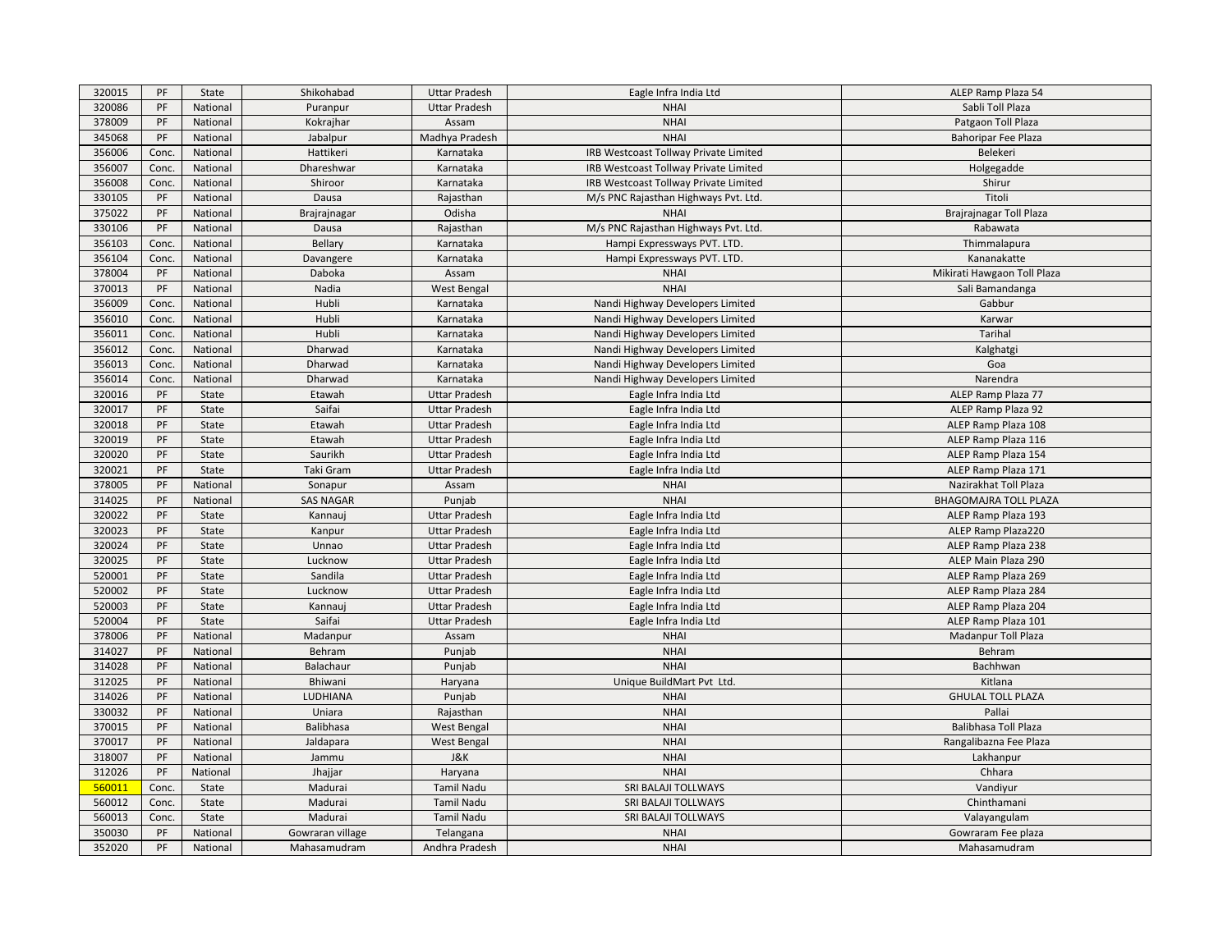| 320015 | PF | State | Shikohabad | Uttar Pradesh | Eagle Infra India Ltd | ALEP Ramp Plaza 54 |
|---|---|---|---|---|---|---|
| 320086 | PF | National | Puranpur | Uttar Pradesh | NHAI | Sabli Toll Plaza |
| 378009 | PF | National | Kokrajhar | Assam | NHAI | Patgaon Toll Plaza |
| 345068 | PF | National | Jabalpur | Madhya Pradesh | NHAI | Bahoripar Fee Plaza |
| 356006 | Conc. | National | Hattikeri | Karnataka | IRB Westcoast Tollway Private Limited | Belekeri |
| 356007 | Conc. | National | Dhareshwar | Karnataka | IRB Westcoast Tollway Private Limited | Holgegadde |
| 356008 | Conc. | National | Shiroor | Karnataka | IRB Westcoast Tollway Private Limited | Shirur |
| 330105 | PF | National | Dausa | Rajasthan | M/s PNC Rajasthan Highways Pvt. Ltd. | Titoli |
| 375022 | PF | National | Brajrajnagar | Odisha | NHAI | Brajrajnagar Toll Plaza |
| 330106 | PF | National | Dausa | Rajasthan | M/s PNC Rajasthan Highways Pvt. Ltd. | Rabawata |
| 356103 | Conc. | National | Bellary | Karnataka | Hampi Expressways PVT. LTD. | Thimmalapura |
| 356104 | Conc. | National | Davangere | Karnataka | Hampi Expressways PVT. LTD. | Kananakatte |
| 378004 | PF | National | Daboka | Assam | NHAI | Mikirati Hawgaon Toll Plaza |
| 370013 | PF | National | Nadia | West Bengal | NHAI | Sali Bamandanga |
| 356009 | Conc. | National | Hubli | Karnataka | Nandi Highway Developers Limited | Gabbur |
| 356010 | Conc. | National | Hubli | Karnataka | Nandi Highway Developers Limited | Karwar |
| 356011 | Conc. | National | Hubli | Karnataka | Nandi Highway Developers Limited | Tarihal |
| 356012 | Conc. | National | Dharwad | Karnataka | Nandi Highway Developers Limited | Kalghatgi |
| 356013 | Conc. | National | Dharwad | Karnataka | Nandi Highway Developers Limited | Goa |
| 356014 | Conc. | National | Dharwad | Karnataka | Nandi Highway Developers Limited | Narendra |
| 320016 | PF | State | Etawah | Uttar Pradesh | Eagle Infra India Ltd | ALEP Ramp Plaza 77 |
| 320017 | PF | State | Saifai | Uttar Pradesh | Eagle Infra India Ltd | ALEP Ramp Plaza 92 |
| 320018 | PF | State | Etawah | Uttar Pradesh | Eagle Infra India Ltd | ALEP Ramp Plaza 108 |
| 320019 | PF | State | Etawah | Uttar Pradesh | Eagle Infra India Ltd | ALEP Ramp Plaza 116 |
| 320020 | PF | State | Saurikh | Uttar Pradesh | Eagle Infra India Ltd | ALEP Ramp Plaza 154 |
| 320021 | PF | State | Taki Gram | Uttar Pradesh | Eagle Infra India Ltd | ALEP Ramp Plaza 171 |
| 378005 | PF | National | Sonapur | Assam | NHAI | Nazirakhat Toll Plaza |
| 314025 | PF | National | SAS NAGAR | Punjab | NHAI | BHAGOMAJRA TOLL PLAZA |
| 320022 | PF | State | Kannauj | Uttar Pradesh | Eagle Infra India Ltd | ALEP Ramp Plaza 193 |
| 320023 | PF | State | Kanpur | Uttar Pradesh | Eagle Infra India Ltd | ALEP Ramp Plaza220 |
| 320024 | PF | State | Unnao | Uttar Pradesh | Eagle Infra India Ltd | ALEP Ramp Plaza 238 |
| 320025 | PF | State | Lucknow | Uttar Pradesh | Eagle Infra India Ltd | ALEP Main Plaza 290 |
| 520001 | PF | State | Sandila | Uttar Pradesh | Eagle Infra India Ltd | ALEP Ramp Plaza 269 |
| 520002 | PF | State | Lucknow | Uttar Pradesh | Eagle Infra India Ltd | ALEP Ramp Plaza 284 |
| 520003 | PF | State | Kannauj | Uttar Pradesh | Eagle Infra India Ltd | ALEP Ramp Plaza 204 |
| 520004 | PF | State | Saifai | Uttar Pradesh | Eagle Infra India Ltd | ALEP Ramp Plaza 101 |
| 378006 | PF | National | Madanpur | Assam | NHAI | Madanpur Toll Plaza |
| 314027 | PF | National | Behram | Punjab | NHAI | Behram |
| 314028 | PF | National | Balachaur | Punjab | NHAI | Bachhwan |
| 312025 | PF | National | Bhiwani | Haryana | Unique BuildMart Pvt Ltd. | Kitlana |
| 314026 | PF | National | LUDHIANA | Punjab | NHAI | GHULAL TOLL PLAZA |
| 330032 | PF | National | Uniara | Rajasthan | NHAI | Pallai |
| 370015 | PF | National | Balibhasa | West Bengal | NHAI | Balibhasa Toll Plaza |
| 370017 | PF | National | Jaldapara | West Bengal | NHAI | Rangalibazna Fee Plaza |
| 318007 | PF | National | Jammu | J&K | NHAI | Lakhanpur |
| 312026 | PF | National | Jhajjar | Haryana | NHAI | Chhara |
| 560011 | Conc. | State | Madurai | Tamil Nadu | SRI BALAJI TOLLWAYS | Vandiyur |
| 560012 | Conc. | State | Madurai | Tamil Nadu | SRI BALAJI TOLLWAYS | Chinthamani |
| 560013 | Conc. | State | Madurai | Tamil Nadu | SRI BALAJI TOLLWAYS | Valayangulam |
| 350030 | PF | National | Gowraran village | Telangana | NHAI | Gowraram Fee plaza |
| 352020 | PF | National | Mahasamudram | Andhra Pradesh | NHAI | Mahasamudram |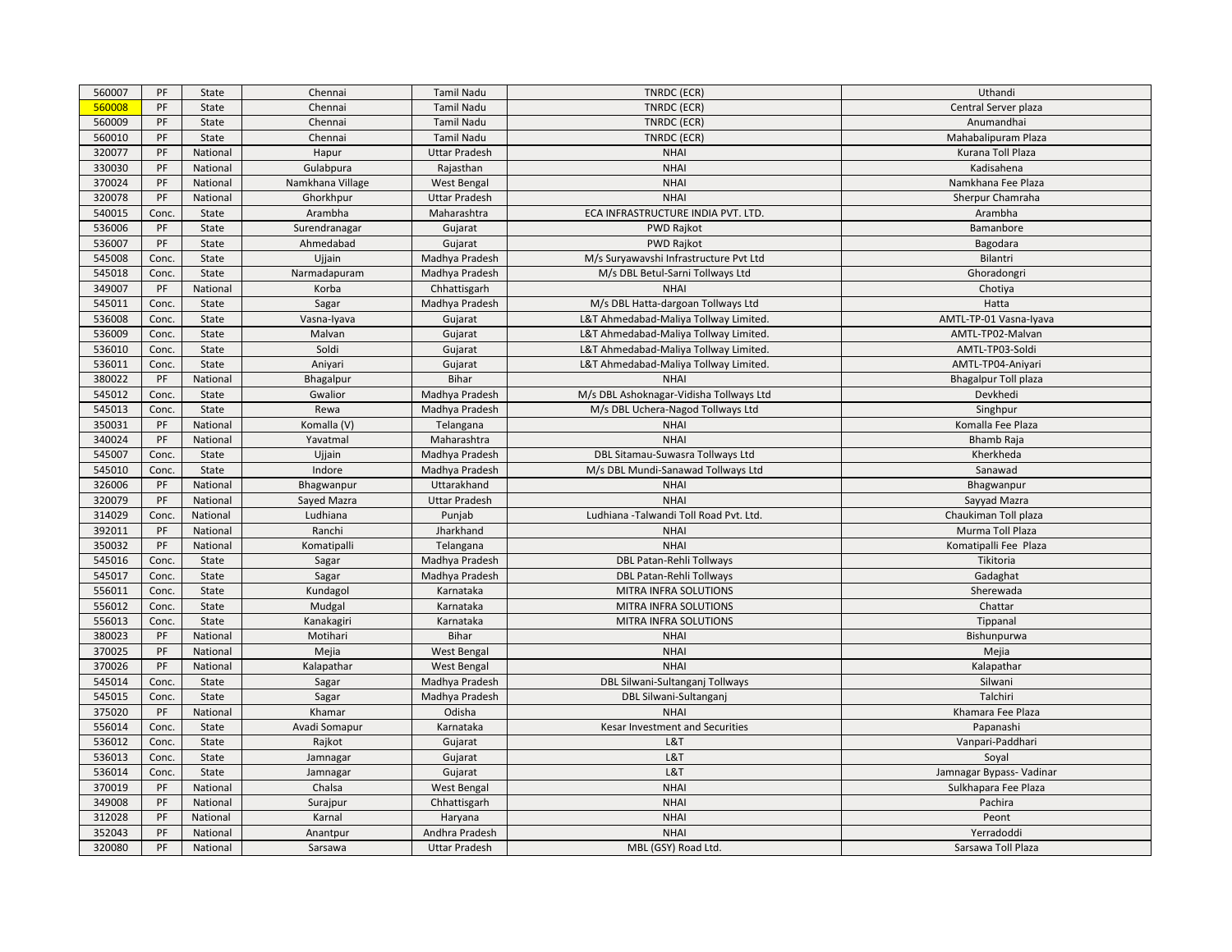| | | | | | | |
|---|---|---|---|---|---|---|
| 560007 | PF | State | Chennai | Tamil Nadu | TNRDC (ECR) | Uthandi |
| 560008 | PF | State | Chennai | Tamil Nadu | TNRDC (ECR) | Central Server plaza |
| 560009 | PF | State | Chennai | Tamil Nadu | TNRDC (ECR) | Anumandhai |
| 560010 | PF | State | Chennai | Tamil Nadu | TNRDC (ECR) | Mahabalipuram Plaza |
| 320077 | PF | National | Hapur | Uttar Pradesh | NHAI | Kurana Toll Plaza |
| 330030 | PF | National | Gulabpura | Rajasthan | NHAI | Kadisahena |
| 370024 | PF | National | Namkhana Village | West Bengal | NHAI | Namkhana Fee Plaza |
| 320078 | PF | National | Ghorkhpur | Uttar Pradesh | NHAI | Sherpur Chamraha |
| 540015 | Conc. | State | Arambha | Maharashtra | ECA INFRASTRUCTURE INDIA PVT. LTD. | Arambha |
| 536006 | PF | State | Surendranagar | Gujarat | PWD Rajkot | Bamanbore |
| 536007 | PF | State | Ahmedabad | Gujarat | PWD Rajkot | Bagodara |
| 545008 | Conc. | State | Ujjain | Madhya Pradesh | M/s Suryawavshi Infrastructure Pvt Ltd | Bilantri |
| 545018 | Conc. | State | Narmadapuram | Madhya Pradesh | M/s DBL Betul-Sarni Tollways Ltd | Ghoradongri |
| 349007 | PF | National | Korba | Chhattisgarh | NHAI | Chotiya |
| 545011 | Conc. | State | Sagar | Madhya Pradesh | M/s DBL Hatta-dargoan Tollways Ltd | Hatta |
| 536008 | Conc. | State | Vasna-Iyava | Gujarat | L&T Ahmedabad-Maliya Tollway Limited. | AMTL-TP-01 Vasna-Iyava |
| 536009 | Conc. | State | Malvan | Gujarat | L&T Ahmedabad-Maliya Tollway Limited. | AMTL-TP02-Malvan |
| 536010 | Conc. | State | Soldi | Gujarat | L&T Ahmedabad-Maliya Tollway Limited. | AMTL-TP03-Soldi |
| 536011 | Conc. | State | Aniyari | Gujarat | L&T Ahmedabad-Maliya Tollway Limited. | AMTL-TP04-Aniyari |
| 380022 | PF | National | Bhagalpur | Bihar | NHAI | Bhagalpur Toll plaza |
| 545012 | Conc. | State | Gwalior | Madhya Pradesh | M/s DBL Ashoknagar-Vidisha Tollways Ltd | Devkhedi |
| 545013 | Conc. | State | Rewa | Madhya Pradesh | M/s DBL Uchera-Nagod Tollways Ltd | Singhpur |
| 350031 | PF | National | Komalla (V) | Telangana | NHAI | Komalla Fee Plaza |
| 340024 | PF | National | Yavatmal | Maharashtra | NHAI | Bhamb Raja |
| 545007 | Conc. | State | Ujjain | Madhya Pradesh | DBL Sitamau-Suwasra Tollways Ltd | Kherkheda |
| 545010 | Conc. | State | Indore | Madhya Pradesh | M/s DBL Mundi-Sanawad Tollways Ltd | Sanawad |
| 326006 | PF | National | Bhagwanpur | Uttarakhand | NHAI | Bhagwanpur |
| 320079 | PF | National | Sayed Mazra | Uttar Pradesh | NHAI | Sayyad Mazra |
| 314029 | Conc. | National | Ludhiana | Punjab | Ludhiana -Talwandi Toll Road Pvt. Ltd. | Chaukiman Toll plaza |
| 392011 | PF | National | Ranchi | Jharkhand | NHAI | Murma Toll Plaza |
| 350032 | PF | National | Komatipalli | Telangana | NHAI | Komatipalli Fee Plaza |
| 545016 | Conc. | State | Sagar | Madhya Pradesh | DBL Patan-Rehli Tollways | Tikitoria |
| 545017 | Conc. | State | Sagar | Madhya Pradesh | DBL Patan-Rehli Tollways | Gadaghat |
| 556011 | Conc. | State | Kundagol | Karnataka | MITRA INFRA SOLUTIONS | Sherewada |
| 556012 | Conc. | State | Mudgal | Karnataka | MITRA INFRA SOLUTIONS | Chattar |
| 556013 | Conc. | State | Kanakagiri | Karnataka | MITRA INFRA SOLUTIONS | Tippanal |
| 380023 | PF | National | Motihari | Bihar | NHAI | Bishunpurwa |
| 370025 | PF | National | Mejia | West Bengal | NHAI | Mejia |
| 370026 | PF | National | Kalapathar | West Bengal | NHAI | Kalapathar |
| 545014 | Conc. | State | Sagar | Madhya Pradesh | DBL Silwani-Sultanganj Tollways | Silwani |
| 545015 | Conc. | State | Sagar | Madhya Pradesh | DBL Silwani-Sultanganj | Talchiri |
| 375020 | PF | National | Khamar | Odisha | NHAI | Khamara Fee Plaza |
| 556014 | Conc. | State | Avadi Somapur | Karnataka | Kesar Investment and Securities | Papanashi |
| 536012 | Conc. | State | Rajkot | Gujarat | L&T | Vanpari-Paddhari |
| 536013 | Conc. | State | Jamnagar | Gujarat | L&T | Soyal |
| 536014 | Conc. | State | Jamnagar | Gujarat | L&T | Jamnagar Bypass- Vadinar |
| 370019 | PF | National | Chalsa | West Bengal | NHAI | Sulkhapara Fee Plaza |
| 349008 | PF | National | Surajpur | Chhattisgarh | NHAI | Pachira |
| 312028 | PF | National | Karnal | Haryana | NHAI | Peont |
| 352043 | PF | National | Anantpur | Andhra Pradesh | NHAI | Yerradoddi |
| 320080 | PF | National | Sarsawa | Uttar Pradesh | MBL (GSY) Road Ltd. | Sarsawa Toll Plaza |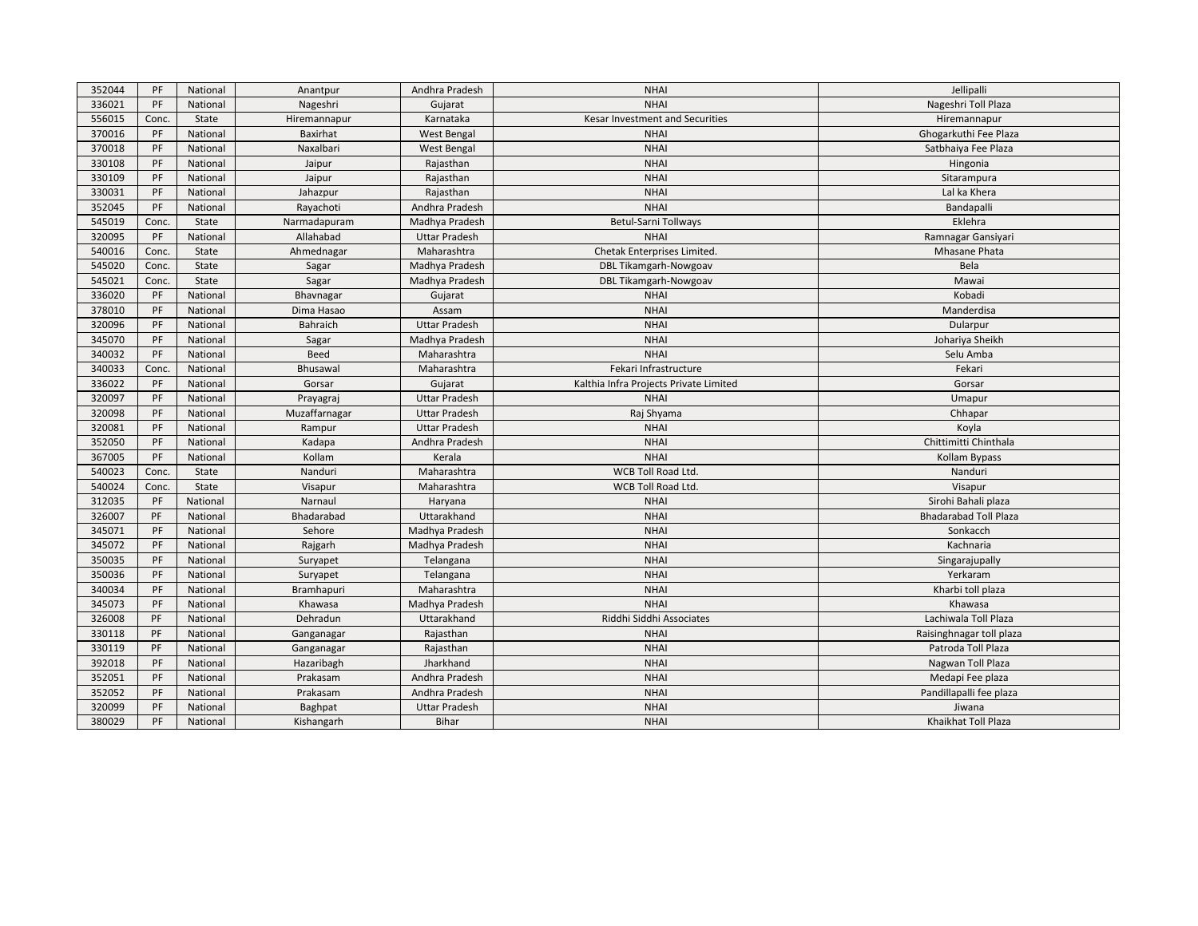| | | | | | | |
|---|---|---|---|---|---|---|
| 352044 | PF | National | Anantpur | Andhra Pradesh | NHAI | Jellipalli |
| 336021 | PF | National | Nageshri | Gujarat | NHAI | Nageshri Toll Plaza |
| 556015 | Conc. | State | Hiremannapur | Karnataka | Kesar Investment and Securities | Hiremannapur |
| 370016 | PF | National | Baxirhat | West Bengal | NHAI | Ghogarkuthi Fee Plaza |
| 370018 | PF | National | Naxalbari | West Bengal | NHAI | Satbhaiya Fee Plaza |
| 330108 | PF | National | Jaipur | Rajasthan | NHAI | Hingonia |
| 330109 | PF | National | Jaipur | Rajasthan | NHAI | Sitarampura |
| 330031 | PF | National | Jahazpur | Rajasthan | NHAI | Lal ka Khera |
| 352045 | PF | National | Rayachoti | Andhra Pradesh | NHAI | Bandapalli |
| 545019 | Conc. | State | Narmadapuram | Madhya Pradesh | Betul-Sarni Tollways | Eklehra |
| 320095 | PF | National | Allahabad | Uttar Pradesh | NHAI | Ramnagar Gansiyari |
| 540016 | Conc. | State | Ahmednagar | Maharashtra | Chetak Enterprises Limited. | Mhasane Phata |
| 545020 | Conc. | State | Sagar | Madhya Pradesh | DBL Tikamgarh-Nowgoav | Bela |
| 545021 | Conc. | State | Sagar | Madhya Pradesh | DBL Tikamgarh-Nowgoav | Mawai |
| 336020 | PF | National | Bhavnagar | Gujarat | NHAI | Kobadi |
| 378010 | PF | National | Dima Hasao | Assam | NHAI | Manderdisa |
| 320096 | PF | National | Bahraich | Uttar Pradesh | NHAI | Dularpur |
| 345070 | PF | National | Sagar | Madhya Pradesh | NHAI | Johariya Sheikh |
| 340032 | PF | National | Beed | Maharashtra | NHAI | Selu Amba |
| 340033 | Conc. | National | Bhusawal | Maharashtra | Fekari Infrastructure | Fekari |
| 336022 | PF | National | Gorsar | Gujarat | Kalthia Infra Projects Private Limited | Gorsar |
| 320097 | PF | National | Prayagraj | Uttar Pradesh | NHAI | Umapur |
| 320098 | PF | National | Muzaffarnagar | Uttar Pradesh | Raj Shyama | Chhapar |
| 320081 | PF | National | Rampur | Uttar Pradesh | NHAI | Koyla |
| 352050 | PF | National | Kadapa | Andhra Pradesh | NHAI | Chittimitti Chinthala |
| 367005 | PF | National | Kollam | Kerala | NHAI | Kollam Bypass |
| 540023 | Conc. | State | Nanduri | Maharashtra | WCB Toll Road Ltd. | Nanduri |
| 540024 | Conc. | State | Visapur | Maharashtra | WCB Toll Road Ltd. | Visapur |
| 312035 | PF | National | Narnaul | Haryana | NHAI | Sirohi Bahali plaza |
| 326007 | PF | National | Bhadarabad | Uttarakhand | NHAI | Bhadarabad Toll Plaza |
| 345071 | PF | National | Sehore | Madhya Pradesh | NHAI | Sonkacch |
| 345072 | PF | National | Rajgarh | Madhya Pradesh | NHAI | Kachnaria |
| 350035 | PF | National | Suryapet | Telangana | NHAI | Singarajupally |
| 350036 | PF | National | Suryapet | Telangana | NHAI | Yerkaram |
| 340034 | PF | National | Bramhapuri | Maharashtra | NHAI | Kharbi toll plaza |
| 345073 | PF | National | Khawasa | Madhya Pradesh | NHAI | Khawasa |
| 326008 | PF | National | Dehradun | Uttarakhand | Riddhi Siddhi Associates | Lachiwala Toll Plaza |
| 330118 | PF | National | Ganganagar | Rajasthan | NHAI | Raisinghnagar toll plaza |
| 330119 | PF | National | Ganganagar | Rajasthan | NHAI | Patroda Toll Plaza |
| 392018 | PF | National | Hazaribagh | Jharkhand | NHAI | Nagwan Toll Plaza |
| 352051 | PF | National | Prakasam | Andhra Pradesh | NHAI | Medapi Fee plaza |
| 352052 | PF | National | Prakasam | Andhra Pradesh | NHAI | Pandillapalli fee plaza |
| 320099 | PF | National | Baghpat | Uttar Pradesh | NHAI | Jiwana |
| 380029 | PF | National | Kishangarh | Bihar | NHAI | Khaikhat Toll Plaza |